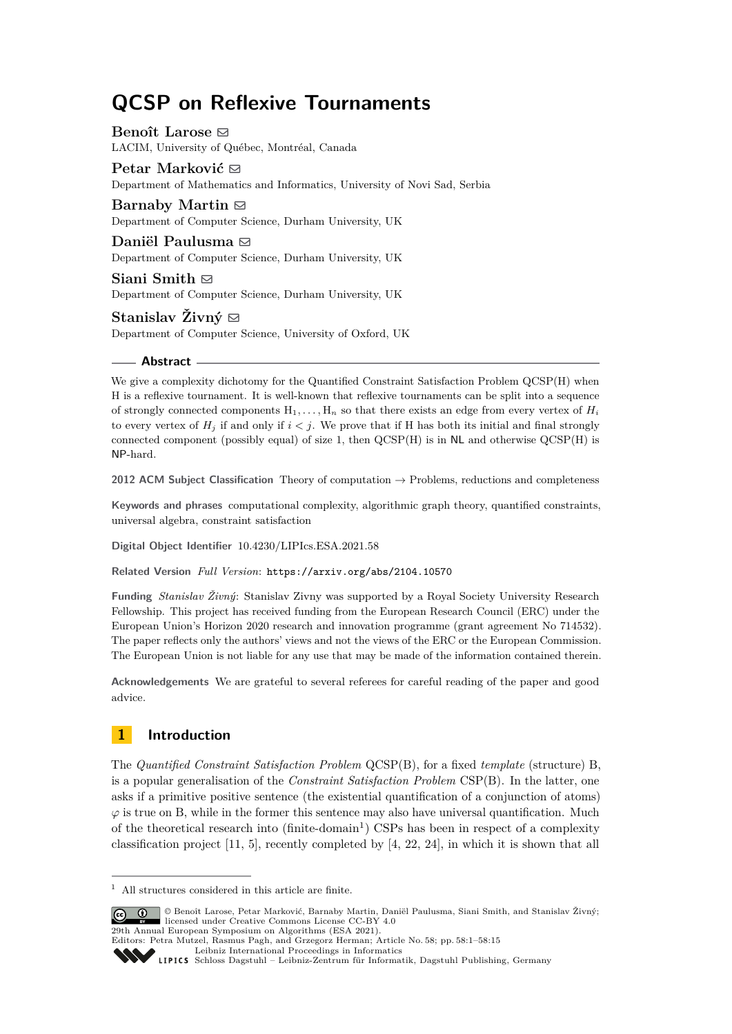# QCSP on Reflexive Tournaments

**Benoît Larose** ✉
LACIM, University of Québec, Montréal, Canada

**Petar Marković** ✉
Department of Mathematics and Informatics, University of Novi Sad, Serbia

**Barnaby Martin** ✉
Department of Computer Science, Durham University, UK

**Daniël Paulusma** ✉
Department of Computer Science, Durham University, UK

**Siani Smith** ✉
Department of Computer Science, Durham University, UK

**Stanislav Živný** ✉
Department of Computer Science, University of Oxford, UK

## Abstract

We give a complexity dichotomy for the Quantified Constraint Satisfaction Problem QCSP(H) when H is a reflexive tournament. It is well-known that reflexive tournaments can be split into a sequence of strongly connected components $\mathrm{H}_1, \ldots, \mathrm{H}_n$ so that there exists an edge from every vertex of $H_i$ to every vertex of $H_j$ if and only if $i < j$. We prove that if H has both its initial and final strongly connected component (possibly equal) of size 1, then QCSP(H) is in NL and otherwise QCSP(H) is NP-hard.

**2012 ACM Subject Classification** Theory of computation → Problems, reductions and completeness

**Keywords and phrases** computational complexity, algorithmic graph theory, quantified constraints, universal algebra, constraint satisfaction

**Digital Object Identifier** 10.4230/LIPIcs.ESA.2021.58

**Related Version** *Full Version*: `https://arxiv.org/abs/2104.10570`

**Funding** *Stanislav Živný*: Stanislav Zivny was supported by a Royal Society University Research Fellowship. This project has received funding from the European Research Council (ERC) under the European Union's Horizon 2020 research and innovation programme (grant agreement No 714532). The paper reflects only the authors' views and not the views of the ERC or the European Commission. The European Union is not liable for any use that may be made of the information contained therein.

**Acknowledgements** We are grateful to several referees for careful reading of the paper and good advice.

## 1 Introduction

The *Quantified Constraint Satisfaction Problem* QCSP(B), for a fixed *template* (structure) B, is a popular generalisation of the *Constraint Satisfaction Problem* CSP(B). In the latter, one asks if a primitive positive sentence (the existential quantification of a conjunction of atoms) $\varphi$ is true on B, while in the former this sentence may also have universal quantification. Much of the theoretical research into (finite-domain[1]) CSPs has been in respect of a complexity classification project [11, 5], recently completed by [4, 22, 24], in which it is shown that all

[1] All structures considered in this article are finite.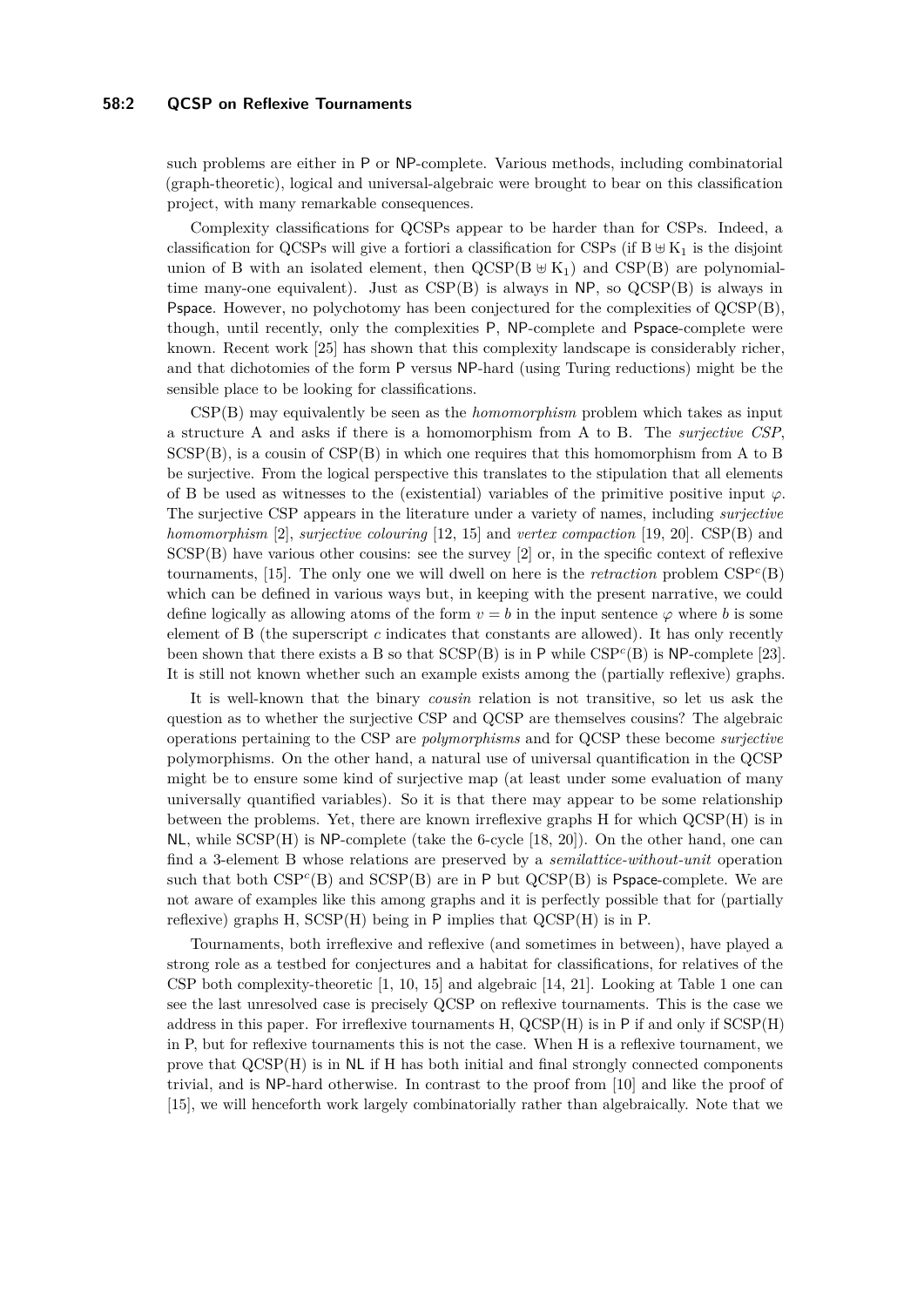such problems are either in P or NP-complete. Various methods, including combinatorial (graph-theoretic), logical and universal-algebraic were brought to bear on this classification project, with many remarkable consequences.

Complexity classifications for QCSPs appear to be harder than for CSPs. Indeed, a classification for QCSPs will give a fortiori a classification for CSPs (if $\mathrm{B} \uplus \mathrm{K}_1$ is the disjoint union of B with an isolated element, then $\mathrm{QCSP}(\mathrm{B} \uplus \mathrm{K}_1)$ and CSP(B) are polynomial-time many-one equivalent). Just as CSP(B) is always in NP, so QCSP(B) is always in Pspace. However, no polychotomy has been conjectured for the complexities of QCSP(B), though, until recently, only the complexities P, NP-complete and Pspace-complete were known. Recent work [25] has shown that this complexity landscape is considerably richer, and that dichotomies of the form P versus NP-hard (using Turing reductions) might be the sensible place to be looking for classifications.

CSP(B) may equivalently be seen as the *homomorphism* problem which takes as input a structure A and asks if there is a homomorphism from A to B. The *surjective CSP*, SCSP(B), is a cousin of CSP(B) in which one requires that this homomorphism from A to B be surjective. From the logical perspective this translates to the stipulation that all elements of B be used as witnesses to the (existential) variables of the primitive positive input $\varphi$. The surjective CSP appears in the literature under a variety of names, including *surjective homomorphism* [2], *surjective colouring* [12, 15] and *vertex compaction* [19, 20]. CSP(B) and SCSP(B) have various other cousins: see the survey [2] or, in the specific context of reflexive tournaments, [15]. The only one we will dwell on here is the *retraction* problem $\mathrm{CSP}^c(\mathrm{B})$ which can be defined in various ways but, in keeping with the present narrative, we could define logically as allowing atoms of the form $v = b$ in the input sentence $\varphi$ where $b$ is some element of B (the superscript $c$ indicates that constants are allowed). It has only recently been shown that there exists a B so that SCSP(B) is in P while $\mathrm{CSP}^c(\mathrm{B})$ is NP-complete [23]. It is still not known whether such an example exists among the (partially reflexive) graphs.

It is well-known that the binary *cousin* relation is not transitive, so let us ask the question as to whether the surjective CSP and QCSP are themselves cousins? The algebraic operations pertaining to the CSP are *polymorphisms* and for QCSP these become *surjective* polymorphisms. On the other hand, a natural use of universal quantification in the QCSP might be to ensure some kind of surjective map (at least under some evaluation of many universally quantified variables). So it is that there may appear to be some relationship between the problems. Yet, there are known irreflexive graphs H for which QCSP(H) is in NL, while SCSP(H) is NP-complete (take the 6-cycle [18, 20]). On the other hand, one can find a 3-element B whose relations are preserved by a *semilattice-without-unit* operation such that both $\mathrm{CSP}^c(\mathrm{B})$ and SCSP(B) are in P but QCSP(B) is Pspace-complete. We are not aware of examples like this among graphs and it is perfectly possible that for (partially reflexive) graphs H, SCSP(H) being in P implies that QCSP(H) is in P.

Tournaments, both irreflexive and reflexive (and sometimes in between), have played a strong role as a testbed for conjectures and a habitat for classifications, for relatives of the CSP both complexity-theoretic [1, 10, 15] and algebraic [14, 21]. Looking at Table 1 one can see the last unresolved case is precisely QCSP on reflexive tournaments. This is the case we address in this paper. For irreflexive tournaments H, QCSP(H) is in P if and only if SCSP(H) in P, but for reflexive tournaments this is not the case. When H is a reflexive tournament, we prove that QCSP(H) is in NL if H has both initial and final strongly connected components trivial, and is NP-hard otherwise. In contrast to the proof from [10] and like the proof of [15], we will henceforth work largely combinatorially rather than algebraically. Note that we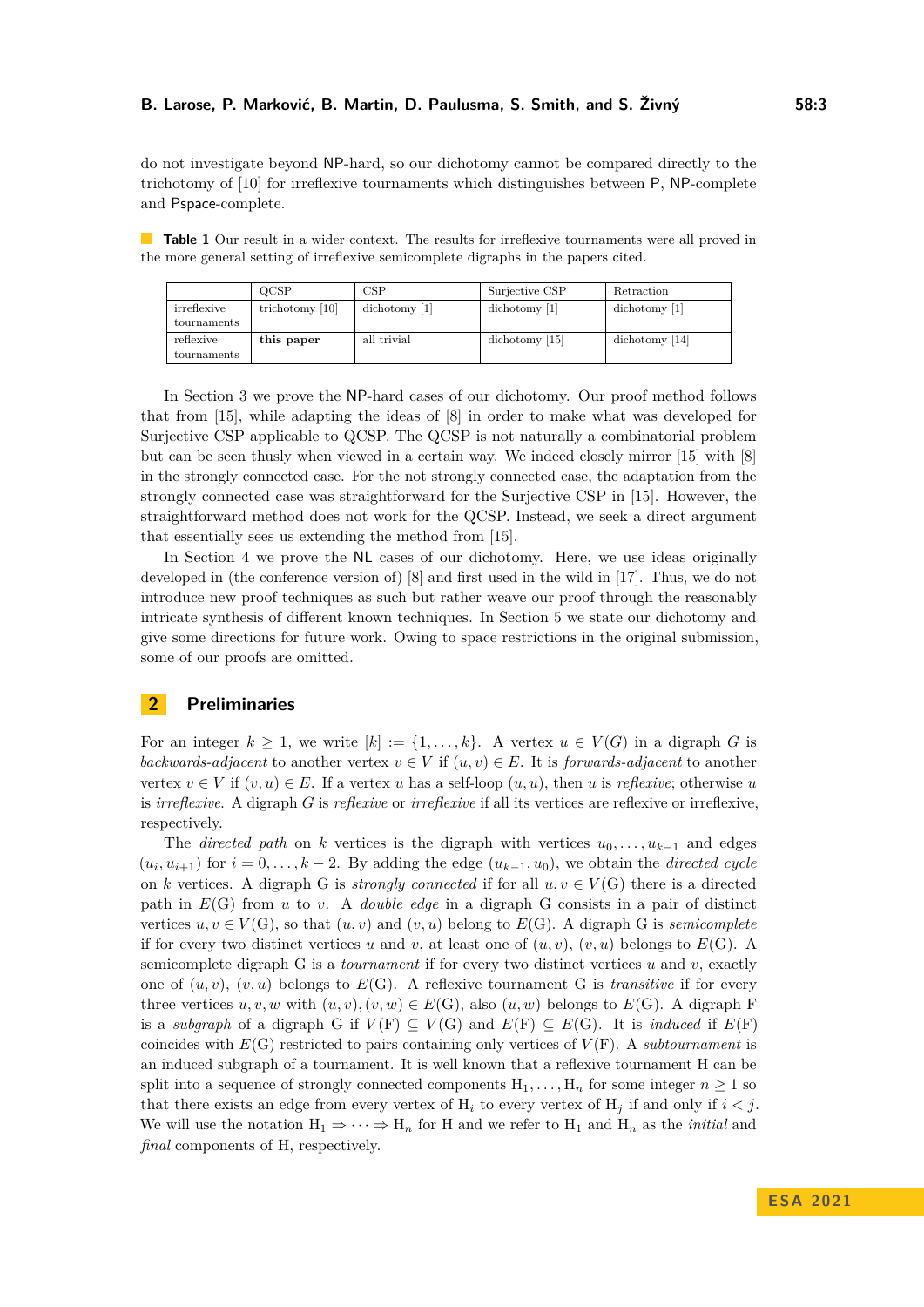do not investigate beyond NP-hard, so our dichotomy cannot be compared directly to the trichotomy of [10] for irreflexive tournaments which distinguishes between P, NP-complete and Pspace-complete.

**Table 1** Our result in a wider context. The results for irreflexive tournaments were all proved in the more general setting of irreflexive semicomplete digraphs in the papers cited.

| | QCSP | CSP | Surjective CSP | Retraction |
|---|---|---|---|---|
| irreflexive tournaments | trichotomy [10] | dichotomy [1] | dichotomy [1] | dichotomy [1] |
| reflexive tournaments | **this paper** | all trivial | dichotomy [15] | dichotomy [14] |

In Section 3 we prove the NP-hard cases of our dichotomy. Our proof method follows that from [15], while adapting the ideas of [8] in order to make what was developed for Surjective CSP applicable to QCSP. The QCSP is not naturally a combinatorial problem but can be seen thusly when viewed in a certain way. We indeed closely mirror [15] with [8] in the strongly connected case. For the not strongly connected case, the adaptation from the strongly connected case was straightforward for the Surjective CSP in [15]. However, the straightforward method does not work for the QCSP. Instead, we seek a direct argument that essentially sees us extending the method from [15].

In Section 4 we prove the NL cases of our dichotomy. Here, we use ideas originally developed in (the conference version of) [8] and first used in the wild in [17]. Thus, we do not introduce new proof techniques as such but rather weave our proof through the reasonably intricate synthesis of different known techniques. In Section 5 we state our dichotomy and give some directions for future work. Owing to space restrictions in the original submission, some of our proofs are omitted.

## 2 Preliminaries

For an integer $k \geq 1$, we write $[k] := \{1, \ldots, k\}$. A vertex $u \in V(G)$ in a digraph $G$ is *backwards-adjacent* to another vertex $v \in V$ if $(u, v) \in E$. It is *forwards-adjacent* to another vertex $v \in V$ if $(v, u) \in E$. If a vertex $u$ has a self-loop $(u, u)$, then $u$ is *reflexive*; otherwise $u$ is *irreflexive*. A digraph $G$ is *reflexive* or *irreflexive* if all its vertices are reflexive or irreflexive, respectively.

The *directed path* on $k$ vertices is the digraph with vertices $u_0, \ldots, u_{k-1}$ and edges $(u_i, u_{i+1})$ for $i = 0, \ldots, k-2$. By adding the edge $(u_{k-1}, u_0)$, we obtain the *directed cycle* on $k$ vertices. A digraph G is *strongly connected* if for all $u, v \in V(\mathrm{G})$ there is a directed path in $E(\mathrm{G})$ from $u$ to $v$. A *double edge* in a digraph G consists in a pair of distinct vertices $u, v \in V(\mathrm{G})$, so that $(u, v)$ and $(v, u)$ belong to $E(\mathrm{G})$. A digraph G is *semicomplete* if for every two distinct vertices $u$ and $v$, at least one of $(u, v)$, $(v, u)$ belongs to $E(\mathrm{G})$. A semicomplete digraph G is a *tournament* if for every two distinct vertices $u$ and $v$, exactly one of $(u, v)$, $(v, u)$ belongs to $E(\mathrm{G})$. A reflexive tournament G is *transitive* if for every three vertices $u, v, w$ with $(u, v), (v, w) \in E(\mathrm{G})$, also $(u, w)$ belongs to $E(\mathrm{G})$. A digraph F is a *subgraph* of a digraph G if $V(\mathrm{F}) \subseteq V(\mathrm{G})$ and $E(\mathrm{F}) \subseteq E(\mathrm{G})$. It is *induced* if $E(\mathrm{F})$ coincides with $E(\mathrm{G})$ restricted to pairs containing only vertices of $V(\mathrm{F})$. A *subtournament* is an induced subgraph of a tournament. It is well known that a reflexive tournament H can be split into a sequence of strongly connected components $\mathrm{H}_1, \ldots, \mathrm{H}_n$ for some integer $n \geq 1$ so that there exists an edge from every vertex of $\mathrm{H}_i$ to every vertex of $\mathrm{H}_j$ if and only if $i < j$. We will use the notation $\mathrm{H}_1 \Rightarrow \cdots \Rightarrow \mathrm{H}_n$ for H and we refer to $\mathrm{H}_1$ and $\mathrm{H}_n$ as the *initial* and *final* components of H, respectively.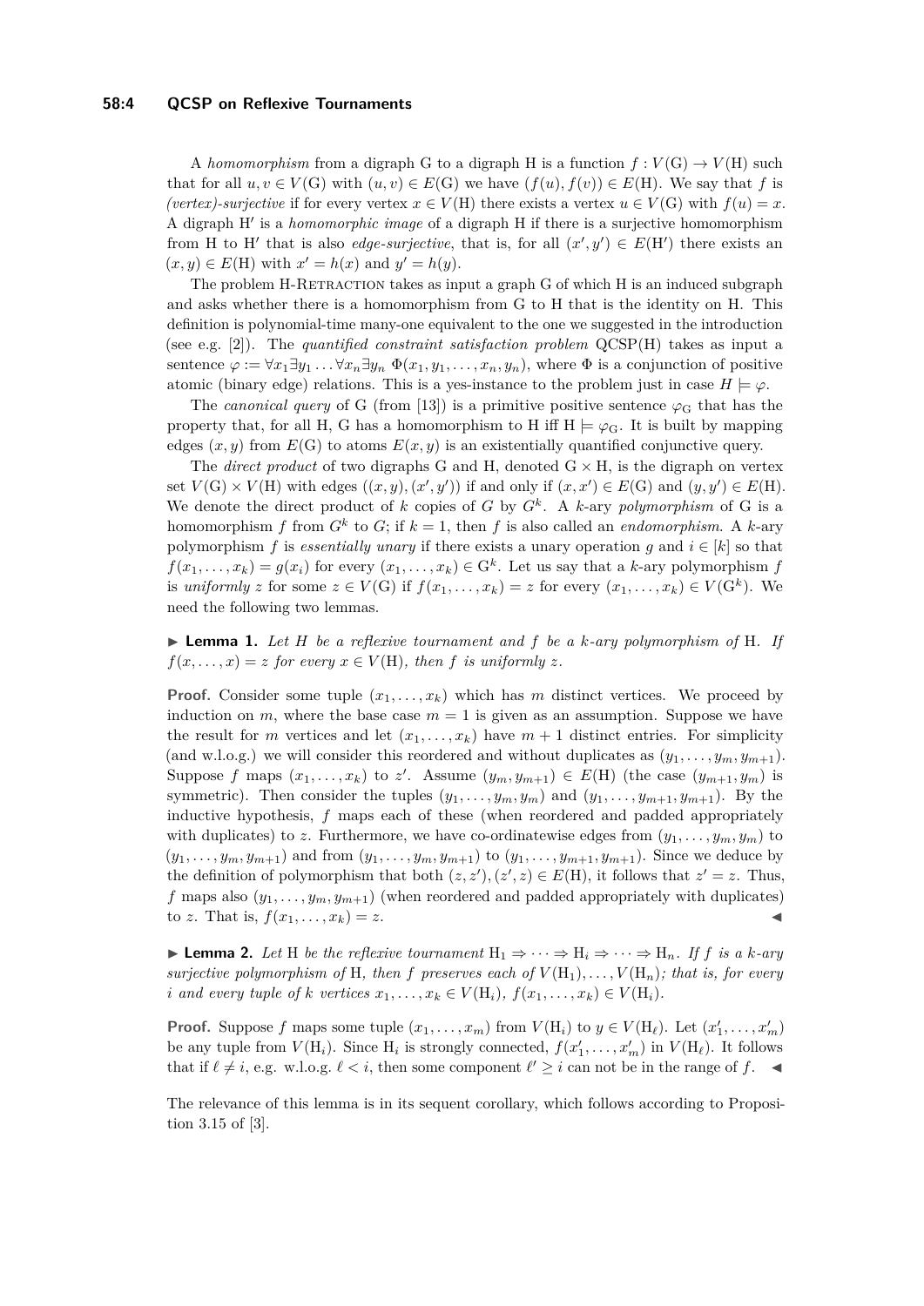A *homomorphism* from a digraph G to a digraph H is a function $f : V(\mathrm{G}) \to V(\mathrm{H})$ such that for all $u, v \in V(\mathrm{G})$ with $(u, v) \in E(\mathrm{G})$ we have $(f(u), f(v)) \in E(\mathrm{H})$. We say that $f$ is *(vertex)-surjective* if for every vertex $x \in V(\mathrm{H})$ there exists a vertex $u \in V(\mathrm{G})$ with $f(u) = x$. A digraph H′ is a *homomorphic image* of a digraph H if there is a surjective homomorphism from H to H′ that is also *edge-surjective*, that is, for all $(x', y') \in E(\mathrm{H}')$ there exists an $(x, y) \in E(\mathrm{H})$ with $x' = h(x)$ and $y' = h(y)$.

The problem H-Retraction takes as input a graph G of which H is an induced subgraph and asks whether there is a homomorphism from G to H that is the identity on H. This definition is polynomial-time many-one equivalent to the one we suggested in the introduction (see e.g. [2]). The *quantified constraint satisfaction problem* QCSP(H) takes as input a sentence $\varphi := \forall x_1 \exists y_1 \dots \forall x_n \exists y_n \; \Phi(x_1, y_1, \dots, x_n, y_n)$, where $\Phi$ is a conjunction of positive atomic (binary edge) relations. This is a yes-instance to the problem just in case $H \models \varphi$.

The *canonical query* of G (from [13]) is a primitive positive sentence $\varphi_{\mathrm{G}}$ that has the property that, for all H, G has a homomorphism to H iff $\mathrm{H} \models \varphi_{\mathrm{G}}$. It is built by mapping edges $(x, y)$ from $E(\mathrm{G})$ to atoms $E(x, y)$ is an existentially quantified conjunctive query.

The *direct product* of two digraphs G and H, denoted $\mathrm{G} \times \mathrm{H}$, is the digraph on vertex set $V(\mathrm{G}) \times V(\mathrm{H})$ with edges $((x, y), (x', y'))$ if and only if $(x, x') \in E(\mathrm{G})$ and $(y, y') \in E(\mathrm{H})$. We denote the direct product of $k$ copies of $G$ by $G^k$. A $k$-ary *polymorphism* of G is a homomorphism $f$ from $G^k$ to $G$; if $k = 1$, then $f$ is also called an *endomorphism*. A $k$-ary polymorphism $f$ is *essentially unary* if there exists a unary operation $g$ and $i \in [k]$ so that $f(x_1, \dots, x_k) = g(x_i)$ for every $(x_1, \dots, x_k) \in \mathrm{G}^k$. Let us say that a $k$-ary polymorphism $f$ is *uniformly* $z$ for some $z \in V(\mathrm{G})$ if $f(x_1, \dots, x_k) = z$ for every $(x_1, \dots, x_k) \in V(\mathrm{G}^k)$. We need the following two lemmas.

▶ **Lemma 1.** *Let $H$ be a reflexive tournament and $f$ be a $k$-ary polymorphism of* H*. If $f(x, \dots, x) = z$ for every $x \in V(\mathrm{H})$, then $f$ is uniformly $z$.*

**Proof.** Consider some tuple $(x_1, \dots, x_k)$ which has $m$ distinct vertices. We proceed by induction on $m$, where the base case $m = 1$ is given as an assumption. Suppose we have the result for $m$ vertices and let $(x_1, \dots, x_k)$ have $m+1$ distinct entries. For simplicity (and w.l.o.g.) we will consider this reordered and without duplicates as $(y_1, \dots, y_m, y_{m+1})$. Suppose $f$ maps $(x_1, \dots, x_k)$ to $z'$. Assume $(y_m, y_{m+1}) \in E(\mathrm{H})$ (the case $(y_{m+1}, y_m)$ is symmetric). Then consider the tuples $(y_1, \dots, y_m, y_m)$ and $(y_1, \dots, y_{m+1}, y_{m+1})$. By the inductive hypothesis, $f$ maps each of these (when reordered and padded appropriately with duplicates) to $z$. Furthermore, we have co-ordinatewise edges from $(y_1, \dots, y_m, y_m)$ to $(y_1, \dots, y_m, y_{m+1})$ and from $(y_1, \dots, y_m, y_{m+1})$ to $(y_1, \dots, y_{m+1}, y_{m+1})$. Since we deduce by the definition of polymorphism that both $(z, z'), (z', z) \in E(\mathrm{H})$, it follows that $z' = z$. Thus, $f$ maps also $(y_1, \dots, y_m, y_{m+1})$ (when reordered and padded appropriately with duplicates) to $z$. That is, $f(x_1, \dots, x_k) = z$. ◀

▶ **Lemma 2.** *Let* H *be the reflexive tournament $\mathrm{H}_1 \Rightarrow \cdots \Rightarrow \mathrm{H}_i \Rightarrow \cdots \Rightarrow \mathrm{H}_n$. If $f$ is a $k$-ary surjective polymorphism of* H*, then $f$ preserves each of $V(\mathrm{H}_1), \dots, V(\mathrm{H}_n)$; that is, for every $i$ and every tuple of $k$ vertices $x_1, \dots, x_k \in V(\mathrm{H}_i)$, $f(x_1, \dots, x_k) \in V(\mathrm{H}_i)$.*

**Proof.** Suppose $f$ maps some tuple $(x_1, \dots, x_m)$ from $V(\mathrm{H}_i)$ to $y \in V(\mathrm{H}_\ell)$. Let $(x'_1, \dots, x'_m)$ be any tuple from $V(\mathrm{H}_i)$. Since $\mathrm{H}_i$ is strongly connected, $f(x'_1, \dots, x'_m)$ in $V(\mathrm{H}_\ell)$. It follows that if $\ell \neq i$, e.g. w.l.o.g. $\ell < i$, then some component $\ell' \geq i$ can not be in the range of $f$. ◀

The relevance of this lemma is in its sequent corollary, which follows according to Proposition 3.15 of [3].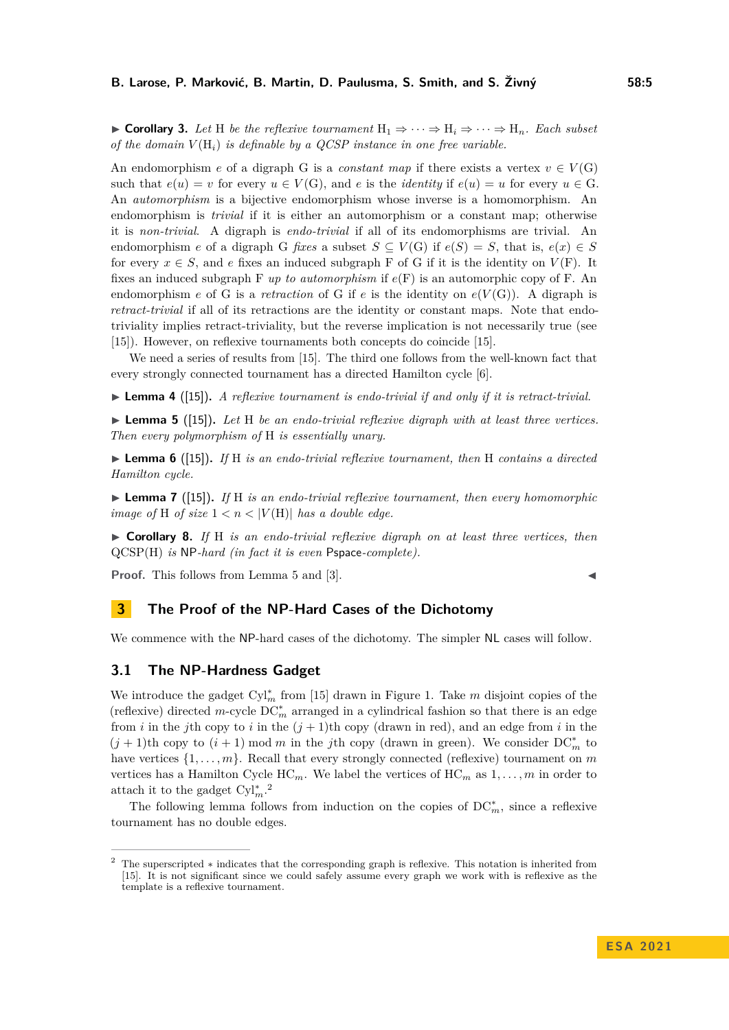▶ **Corollary 3.** *Let* $\mathrm{H}$ *be the reflexive tournament* $\mathrm{H}_1 \Rightarrow \cdots \Rightarrow \mathrm{H}_i \Rightarrow \cdots \Rightarrow \mathrm{H}_n$*. Each subset of the domain* $V(\mathrm{H}_i)$ *is definable by a QCSP instance in one free variable.*

An endomorphism $e$ of a digraph $\mathrm{G}$ is a *constant map* if there exists a vertex $v \in V(\mathrm{G})$ such that $e(u) = v$ for every $u \in V(\mathrm{G})$, and $e$ is the *identity* if $e(u) = u$ for every $u \in \mathrm{G}$. An *automorphism* is a bijective endomorphism whose inverse is a homomorphism. An endomorphism is *trivial* if it is either an automorphism or a constant map; otherwise it is *non-trivial*. A digraph is *endo-trivial* if all of its endomorphisms are trivial. An endomorphism $e$ of a digraph $\mathrm{G}$ *fixes* a subset $S \subseteq V(\mathrm{G})$ if $e(S) = S$, that is, $e(x) \in S$ for every $x \in S$, and $e$ fixes an induced subgraph $\mathrm{F}$ of $\mathrm{G}$ if it is the identity on $V(\mathrm{F})$. It fixes an induced subgraph $\mathrm{F}$ *up to automorphism* if $e(\mathrm{F})$ is an automorphic copy of $\mathrm{F}$. An endomorphism $e$ of $\mathrm{G}$ is a *retraction* of $\mathrm{G}$ if $e$ is the identity on $e(V(\mathrm{G}))$. A digraph is *retract-trivial* if all of its retractions are the identity or constant maps. Note that endo-triviality implies retract-triviality, but the reverse implication is not necessarily true (see [15]). However, on reflexive tournaments both concepts do coincide [15].

We need a series of results from [15]. The third one follows from the well-known fact that every strongly connected tournament has a directed Hamilton cycle [6].

▶ **Lemma 4** ([15])**.** *A reflexive tournament is endo-trivial if and only if it is retract-trivial.*

▶ **Lemma 5** ([15])**.** *Let* $\mathrm{H}$ *be an endo-trivial reflexive digraph with at least three vertices. Then every polymorphism of* $\mathrm{H}$ *is essentially unary.*

▶ **Lemma 6** ([15])**.** *If* $\mathrm{H}$ *is an endo-trivial reflexive tournament, then* $\mathrm{H}$ *contains a directed Hamilton cycle.*

▶ **Lemma 7** ([15])**.** *If* $\mathrm{H}$ *is an endo-trivial reflexive tournament, then every homomorphic image of* $\mathrm{H}$ *of size* $1 < n < |V(\mathrm{H})|$ *has a double edge.*

▶ **Corollary 8.** *If* $\mathrm{H}$ *is an endo-trivial reflexive digraph on at least three vertices, then* $\mathrm{QCSP}(\mathrm{H})$ *is* NP*-hard (in fact it is even* Pspace*-complete).*

**Proof.** This follows from Lemma 5 and [3]. ◀

# 3 The Proof of the NP-Hard Cases of the Dichotomy

We commence with the NP-hard cases of the dichotomy. The simpler NL cases will follow.

## 3.1 The NP-Hardness Gadget

We introduce the gadget $\mathrm{Cyl}^*_m$ from [15] drawn in Figure 1. Take $m$ disjoint copies of the (reflexive) directed $m$-cycle $\mathrm{DC}^*_m$ arranged in a cylindrical fashion so that there is an edge from $i$ in the $j$th copy to $i$ in the $(j+1)$th copy (drawn in red), and an edge from $i$ in the $(j+1)$th copy to $(i+1) \bmod m$ in the $j$th copy (drawn in green). We consider $\mathrm{DC}^*_m$ to have vertices $\{1, \ldots, m\}$. Recall that every strongly connected (reflexive) tournament on $m$ vertices has a Hamilton Cycle $\mathrm{HC}_m$. We label the vertices of $\mathrm{HC}_m$ as $1, \ldots, m$ in order to attach it to the gadget $\mathrm{Cyl}^*_m$.[2]

The following lemma follows from induction on the copies of $\mathrm{DC}^*_m$, since a reflexive tournament has no double edges.

---

[2] The superscripted $*$ indicates that the corresponding graph is reflexive. This notation is inherited from [15]. It is not significant since we could safely assume every graph we work with is reflexive as the template is a reflexive tournament.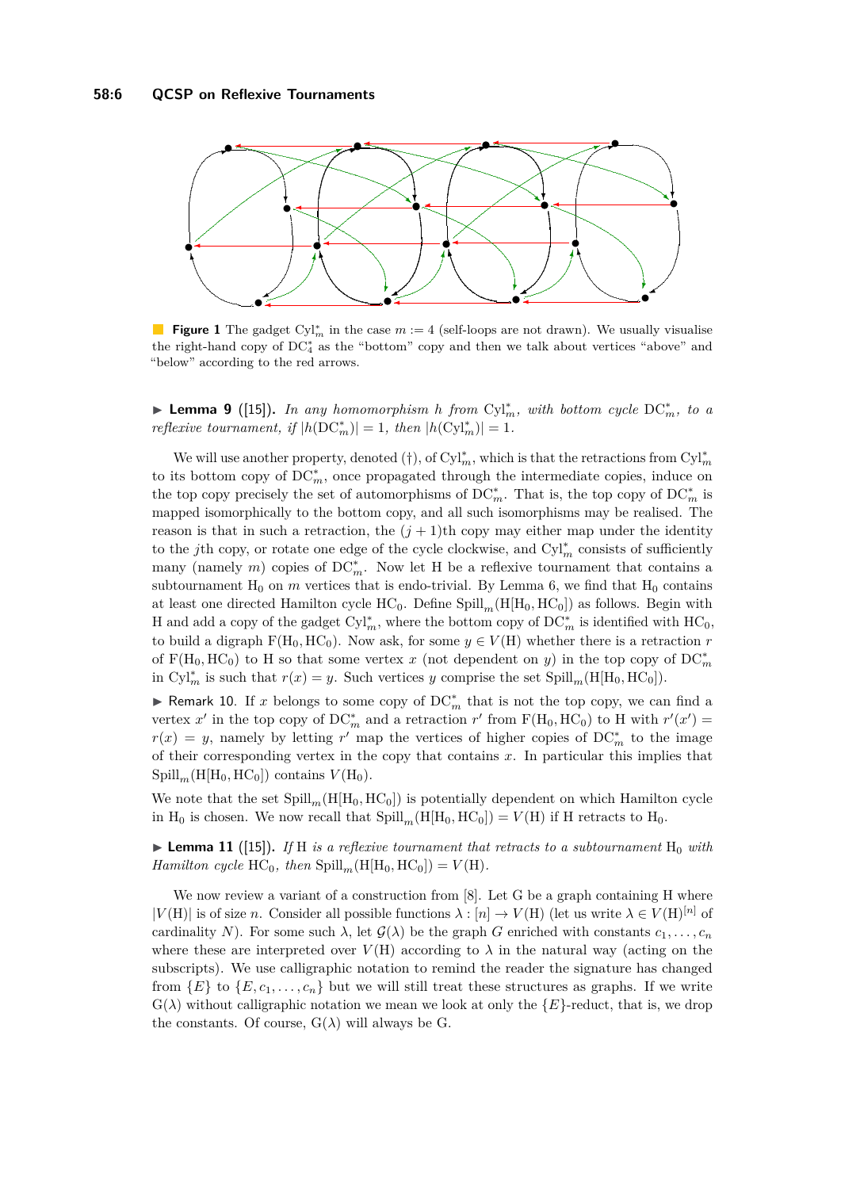**Figure 1** The gadget $\mathrm{Cyl}_m^*$ in the case $m := 4$ (self-loops are not drawn). We usually visualise the right-hand copy of $\mathrm{DC}_4^*$ as the "bottom" copy and then we talk about vertices "above" and "below" according to the red arrows.

▶ **Lemma 9** ([15]). *In any homomorphism $h$ from $\mathrm{Cyl}_m^*$, with bottom cycle $\mathrm{DC}_m^*$, to a reflexive tournament, if $|h(\mathrm{DC}_m^*)| = 1$, then $|h(\mathrm{Cyl}_m^*)| = 1$.*

We will use another property, denoted (†), of $\mathrm{Cyl}_m^*$, which is that the retractions from $\mathrm{Cyl}_m^*$ to its bottom copy of $\mathrm{DC}_m^*$, once propagated through the intermediate copies, induce on the top copy precisely the set of automorphisms of $\mathrm{DC}_m^*$. That is, the top copy of $\mathrm{DC}_m^*$ is mapped isomorphically to the bottom copy, and all such isomorphisms may be realised. The reason is that in such a retraction, the $(j+1)$th copy may either map under the identity to the $j$th copy, or rotate one edge of the cycle clockwise, and $\mathrm{Cyl}_m^*$ consists of sufficiently many (namely $m$) copies of $\mathrm{DC}_m^*$. Now let H be a reflexive tournament that contains a subtournament $\mathrm{H}_0$ on $m$ vertices that is endo-trivial. By Lemma 6, we find that $\mathrm{H}_0$ contains at least one directed Hamilton cycle $\mathrm{HC}_0$. Define $\mathrm{Spill}_m(\mathrm{H}[\mathrm{H}_0, \mathrm{HC}_0])$ as follows. Begin with H and add a copy of the gadget $\mathrm{Cyl}_m^*$, where the bottom copy of $\mathrm{DC}_m^*$ is identified with $\mathrm{HC}_0$, to build a digraph $\mathrm{F}(\mathrm{H}_0, \mathrm{HC}_0)$. Now ask, for some $y \in V(\mathrm{H})$ whether there is a retraction $r$ of $\mathrm{F}(\mathrm{H}_0, \mathrm{HC}_0)$ to H so that some vertex $x$ (not dependent on $y$) in the top copy of $\mathrm{DC}_m^*$ in $\mathrm{Cyl}_m^*$ is such that $r(x) = y$. Such vertices $y$ comprise the set $\mathrm{Spill}_m(\mathrm{H}[\mathrm{H}_0, \mathrm{HC}_0])$.

▶ Remark 10. If $x$ belongs to some copy of $\mathrm{DC}_m^*$ that is not the top copy, we can find a vertex $x'$ in the top copy of $\mathrm{DC}_m^*$ and a retraction $r'$ from $\mathrm{F}(\mathrm{H}_0, \mathrm{HC}_0)$ to H with $r'(x') = r(x) = y$, namely by letting $r'$ map the vertices of higher copies of $\mathrm{DC}_m^*$ to the image of their corresponding vertex in the copy that contains $x$. In particular this implies that $\mathrm{Spill}_m(\mathrm{H}[\mathrm{H}_0, \mathrm{HC}_0])$ contains $V(\mathrm{H}_0)$.

We note that the set $\mathrm{Spill}_m(\mathrm{H}[\mathrm{H}_0, \mathrm{HC}_0])$ is potentially dependent on which Hamilton cycle in $\mathrm{H}_0$ is chosen. We now recall that $\mathrm{Spill}_m(\mathrm{H}[\mathrm{H}_0, \mathrm{HC}_0]) = V(\mathrm{H})$ if H retracts to $\mathrm{H}_0$.

▶ **Lemma 11** ([15]). *If H is a reflexive tournament that retracts to a subtournament $\mathrm{H}_0$ with Hamilton cycle $\mathrm{HC}_0$, then $\mathrm{Spill}_m(\mathrm{H}[\mathrm{H}_0, \mathrm{HC}_0]) = V(\mathrm{H})$.*

We now review a variant of a construction from [8]. Let G be a graph containing H where $|V(\mathrm{H})|$ is of size $n$. Consider all possible functions $\lambda : [n] \to V(\mathrm{H})$ (let us write $\lambda \in V(\mathrm{H})^{[n]}$ of cardinality $N$). For some such $\lambda$, let $\mathcal{G}(\lambda)$ be the graph $G$ enriched with constants $c_1, \ldots, c_n$ where these are interpreted over $V(\mathrm{H})$ according to $\lambda$ in the natural way (acting on the subscripts). We use calligraphic notation to remind the reader the signature has changed from $\{E\}$ to $\{E, c_1, \ldots, c_n\}$ but we will still treat these structures as graphs. If we write $\mathrm{G}(\lambda)$ without calligraphic notation we mean we look at only the $\{E\}$-reduct, that is, we drop the constants. Of course, $\mathrm{G}(\lambda)$ will always be G.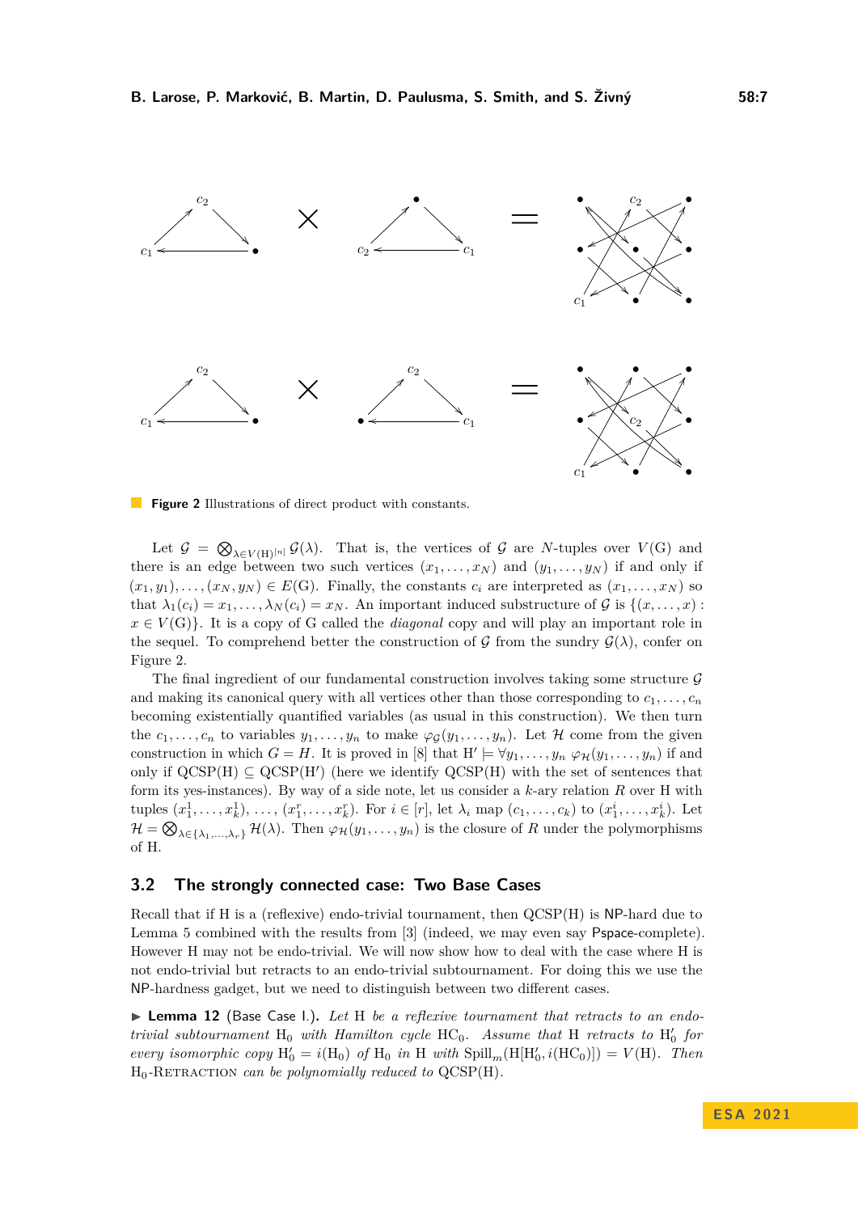**Figure 2** Illustrations of direct product with constants.

Let $\mathcal{G} = \bigotimes_{\lambda \in V(\mathrm{H})^{[n]}} \mathcal{G}(\lambda)$. That is, the vertices of $\mathcal{G}$ are $N$-tuples over $V(\mathrm{G})$ and there is an edge between two such vertices $(x_1, \ldots, x_N)$ and $(y_1, \ldots, y_N)$ if and only if $(x_1, y_1), \ldots, (x_N, y_N) \in E(\mathrm{G})$. Finally, the constants $c_i$ are interpreted as $(x_1, \ldots, x_N)$ so that $\lambda_1(c_i) = x_1, \ldots, \lambda_N(c_i) = x_N$. An important induced substructure of $\mathcal{G}$ is $\{(x, \ldots, x) : x \in V(\mathrm{G})\}$. It is a copy of G called the *diagonal* copy and will play an important role in the sequel. To comprehend better the construction of $\mathcal{G}$ from the sundry $\mathcal{G}(\lambda)$, confer on Figure 2.

The final ingredient of our fundamental construction involves taking some structure $\mathcal{G}$ and making its canonical query with all vertices other than those corresponding to $c_1, \ldots, c_n$ becoming existentially quantified variables (as usual in this construction). We then turn the $c_1, \ldots, c_n$ to variables $y_1, \ldots, y_n$ to make $\varphi_{\mathcal{G}}(y_1, \ldots, y_n)$. Let $\mathcal{H}$ come from the given construction in which $G = H$. It is proved in [8] that $\mathrm{H}' \models \forall y_1, \ldots, y_n\ \varphi_{\mathcal{H}}(y_1, \ldots, y_n)$ if and only if $\mathrm{QCSP(H)} \subseteq \mathrm{QCSP(H')}$ (here we identify QCSP(H) with the set of sentences that form its yes-instances). By way of a side note, let us consider a $k$-ary relation $R$ over H with tuples $(x^1_1, \ldots, x^1_k), \ldots, (x^r_1, \ldots, x^r_k)$. For $i \in [r]$, let $\lambda_i$ map $(c_1, \ldots, c_k)$ to $(x^i_1, \ldots, x^i_k)$. Let $\mathcal{H} = \bigotimes_{\lambda \in \{\lambda_1, \ldots, \lambda_r\}} \mathcal{H}(\lambda)$. Then $\varphi_{\mathcal{H}}(y_1, \ldots, y_n)$ is the closure of $R$ under the polymorphisms of H.

## 3.2 The strongly connected case: Two Base Cases

Recall that if H is a (reflexive) endo-trivial tournament, then QCSP(H) is NP-hard due to Lemma 5 combined with the results from [3] (indeed, we may even say Pspace-complete). However H may not be endo-trivial. We will now show how to deal with the case where H is not endo-trivial but retracts to an endo-trivial subtournament. For doing this we use the NP-hardness gadget, but we need to distinguish between two different cases.

▶ **Lemma 12** (Base Case I.). *Let* H *be a reflexive tournament that retracts to an endo-trivial subtournament* $\mathrm{H}_0$ *with Hamilton cycle* $\mathrm{HC}_0$*. Assume that* H *retracts to* $\mathrm{H}'_0$ *for every isomorphic copy* $\mathrm{H}'_0 = i(\mathrm{H}_0)$ *of* $\mathrm{H}_0$ *in* H *with* $\mathrm{Spill}_m(\mathrm{H}[\mathrm{H}'_0, i(\mathrm{HC}_0)]) = V(\mathrm{H})$*. Then* $\mathrm{H}_0$-RETRACTION *can be polynomially reduced to* QCSP(H)*.*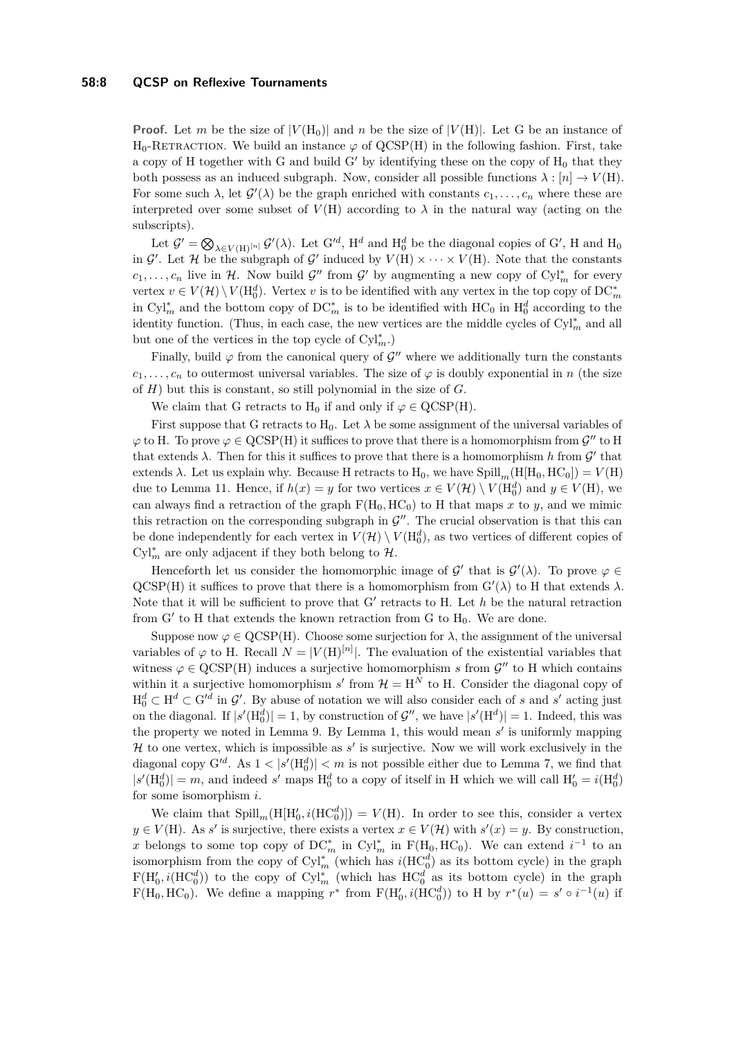**Proof.** Let $m$ be the size of $|V(\mathrm{H}_0)|$ and $n$ be the size of $|V(\mathrm{H})|$. Let G be an instance of $\mathrm{H}_0$-Retraction. We build an instance $\varphi$ of QCSP(H) in the following fashion. First, take a copy of H together with G and build G′ by identifying these on the copy of $\mathrm{H}_0$ that they both possess as an induced subgraph. Now, consider all possible functions $\lambda : [n] \to V(\mathrm{H})$. For some such $\lambda$, let $\mathcal{G}'(\lambda)$ be the graph enriched with constants $c_1, \ldots, c_n$ where these are interpreted over some subset of $V(\mathrm{H})$ according to $\lambda$ in the natural way (acting on the subscripts).

Let $\mathcal{G}' = \bigotimes_{\lambda \in V(\mathrm{H})^{[n]}} \mathcal{G}'(\lambda)$. Let $\mathrm{G}'^d$, $\mathrm{H}^d$ and $\mathrm{H}_0^d$ be the diagonal copies of G′, H and $\mathrm{H}_0$ in $\mathcal{G}'$. Let $\mathcal{H}$ be the subgraph of $\mathcal{G}'$ induced by $V(\mathrm{H}) \times \cdots \times V(\mathrm{H})$. Note that the constants $c_1, \ldots, c_n$ live in $\mathcal{H}$. Now build $\mathcal{G}''$ from $\mathcal{G}'$ by augmenting a new copy of $\mathrm{Cyl}^*_m$ for every vertex $v \in V(\mathcal{H}) \setminus V(\mathrm{H}_0^d)$. Vertex $v$ is to be identified with any vertex in the top copy of $\mathrm{DC}^*_m$ in $\mathrm{Cyl}^*_m$ and the bottom copy of $\mathrm{DC}^*_m$ is to be identified with $\mathrm{HC}_0$ in $\mathrm{H}_0^d$ according to the identity function. (Thus, in each case, the new vertices are the middle cycles of $\mathrm{Cyl}^*_m$ and all but one of the vertices in the top cycle of $\mathrm{Cyl}^*_m$.)

Finally, build $\varphi$ from the canonical query of $\mathcal{G}''$ where we additionally turn the constants $c_1, \ldots, c_n$ to outermost universal variables. The size of $\varphi$ is doubly exponential in $n$ (the size of $H$) but this is constant, so still polynomial in the size of $G$.

We claim that G retracts to $\mathrm{H}_0$ if and only if $\varphi \in \mathrm{QCSP(H)}$.

First suppose that G retracts to $\mathrm{H}_0$. Let $\lambda$ be some assignment of the universal variables of $\varphi$ to H. To prove $\varphi \in \mathrm{QCSP(H)}$ it suffices to prove that there is a homomorphism from $\mathcal{G}''$ to H that extends $\lambda$. Then for this it suffices to prove that there is a homomorphism $h$ from $\mathcal{G}'$ that extends $\lambda$. Let us explain why. Because H retracts to $\mathrm{H}_0$, we have $\mathrm{Spill}_m(\mathrm{H}[\mathrm{H}_0, \mathrm{HC}_0]) = V(\mathrm{H})$ due to Lemma 11. Hence, if $h(x) = y$ for two vertices $x \in V(\mathcal{H}) \setminus V(\mathrm{H}_0^d)$ and $y \in V(\mathrm{H})$, we can always find a retraction of the graph $\mathrm{F}(\mathrm{H}_0, \mathrm{HC}_0)$ to H that maps $x$ to $y$, and we mimic this retraction on the corresponding subgraph in $\mathcal{G}''$. The crucial observation is that this can be done independently for each vertex in $V(\mathcal{H}) \setminus V(\mathrm{H}_0^d)$, as two vertices of different copies of $\mathrm{Cyl}^*_m$ are only adjacent if they both belong to $\mathcal{H}$.

Henceforth let us consider the homomorphic image of $\mathcal{G}'$ that is $\mathcal{G}'(\lambda)$. To prove $\varphi \in \mathrm{QCSP(H)}$ it suffices to prove that there is a homomorphism from $\mathrm{G}'(\lambda)$ to H that extends $\lambda$. Note that it will be sufficient to prove that G′ retracts to H. Let $h$ be the natural retraction from G′ to H that extends the known retraction from G to $\mathrm{H}_0$. We are done.

Suppose now $\varphi \in \mathrm{QCSP(H)}$. Choose some surjection for $\lambda$, the assignment of the universal variables of $\varphi$ to H. Recall $N = |V(\mathrm{H})^{[n]}|$. The evaluation of the existential variables that witness $\varphi \in \mathrm{QCSP(H)}$ induces a surjective homomorphism $s$ from $\mathcal{G}''$ to H which contains within it a surjective homomorphism $s'$ from $\mathcal{H} = \mathrm{H}^N$ to H. Consider the diagonal copy of $\mathrm{H}_0^d \subset \mathrm{H}^d \subset \mathrm{G}'^d$ in $\mathcal{G}'$. By abuse of notation we will also consider each of $s$ and $s'$ acting just on the diagonal. If $|s'(\mathrm{H}_0^d)| = 1$, by construction of $\mathcal{G}''$, we have $|s'(\mathrm{H}^d)| = 1$. Indeed, this was the property we noted in Lemma 9. By Lemma 1, this would mean $s'$ is uniformly mapping $\mathcal{H}$ to one vertex, which is impossible as $s'$ is surjective. Now we will work exclusively in the diagonal copy $\mathrm{G}'^d$. As $1 < |s'(\mathrm{H}_0^d)| < m$ is not possible either due to Lemma 7, we find that $|s'(\mathrm{H}_0^d)| = m$, and indeed $s'$ maps $\mathrm{H}_0^d$ to a copy of itself in H which we will call $\mathrm{H}'_0 = i(\mathrm{H}_0^d)$ for some isomorphism $i$.

We claim that $\mathrm{Spill}_m(\mathrm{H}[\mathrm{H}'_0, i(\mathrm{HC}_0^d)]) = V(\mathrm{H})$. In order to see this, consider a vertex $y \in V(\mathrm{H})$. As $s'$ is surjective, there exists a vertex $x \in V(\mathcal{H})$ with $s'(x) = y$. By construction, $x$ belongs to some top copy of $\mathrm{DC}^*_m$ in $\mathrm{Cyl}^*_m$ in $\mathrm{F}(\mathrm{H}_0, \mathrm{HC}_0)$. We can extend $i^{-1}$ to an isomorphism from the copy of $\mathrm{Cyl}^*_m$ (which has $i(\mathrm{HC}_0^d)$ as its bottom cycle) in the graph $\mathrm{F}(\mathrm{H}'_0, i(\mathrm{HC}_0^d))$ to the copy of $\mathrm{Cyl}^*_m$ (which has $\mathrm{HC}_0^d$ as its bottom cycle) in the graph $\mathrm{F}(\mathrm{H}_0, \mathrm{HC}_0)$. We define a mapping $r^*$ from $\mathrm{F}(\mathrm{H}'_0, i(\mathrm{HC}_0^d))$ to H by $r^*(u) = s' \circ i^{-1}(u)$ if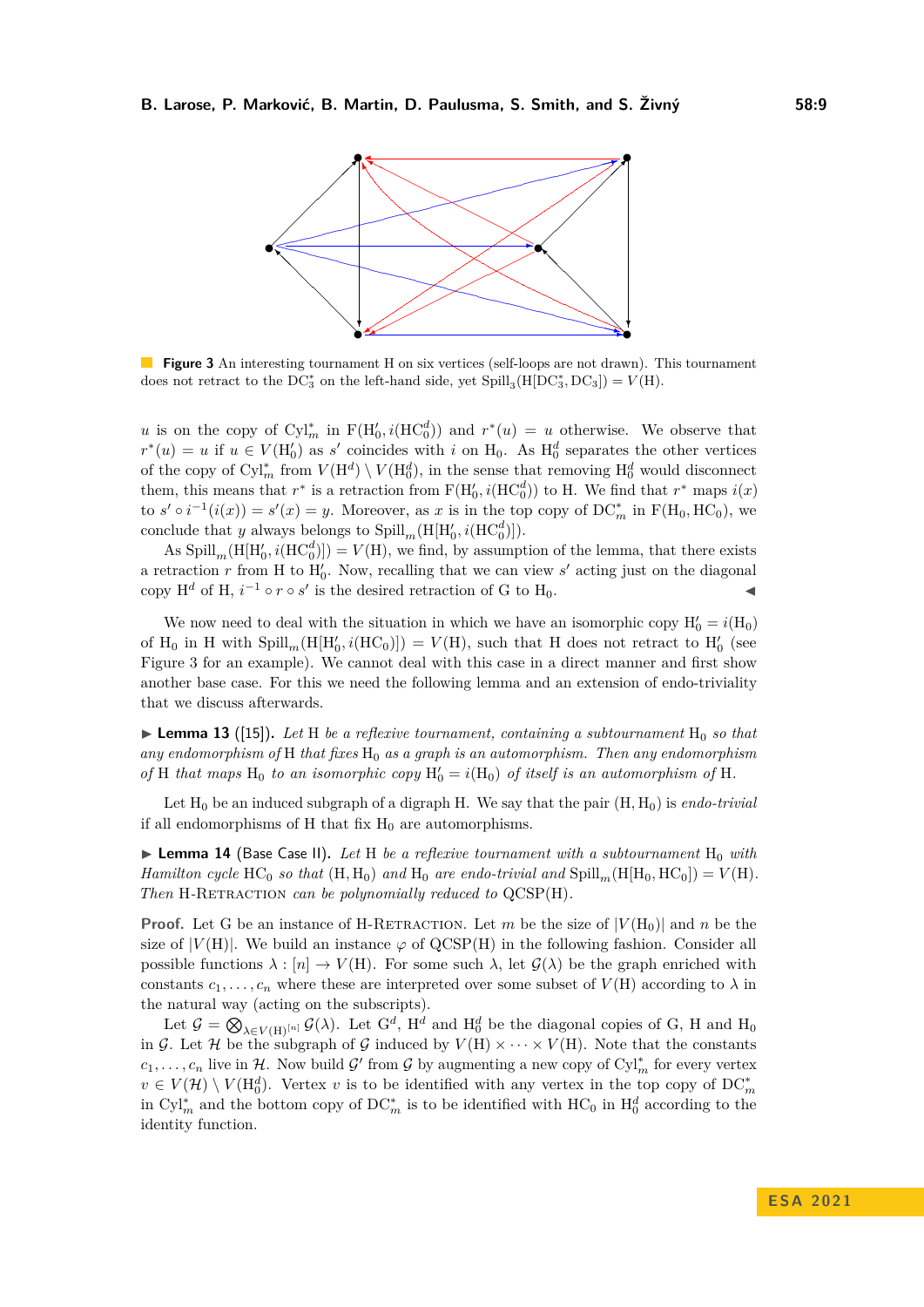**Figure 3** An interesting tournament H on six vertices (self-loops are not drawn). This tournament does not retract to the $\mathrm{DC}_3^*$ on the left-hand side, yet $\mathrm{Spill}_3(\mathrm{H}[\mathrm{DC}_3^*, \mathrm{DC}_3]) = V(\mathrm{H})$.

$u$ is on the copy of $\mathrm{Cyl}_m^*$ in $\mathrm{F}(\mathrm{H}_0', i(\mathrm{HC}_0^d))$ and $r^*(u) = u$ otherwise. We observe that $r^*(u) = u$ if $u \in V(\mathrm{H}_0')$ as $s'$ coincides with $i$ on $\mathrm{H}_0$. As $\mathrm{H}_0^d$ separates the other vertices of the copy of $\mathrm{Cyl}_m^*$ from $V(\mathrm{H}^d) \setminus V(\mathrm{H}_0^d)$, in the sense that removing $\mathrm{H}_0^d$ would disconnect them, this means that $r^*$ is a retraction from $\mathrm{F}(\mathrm{H}_0', i(\mathrm{HC}_0^d))$ to H. We find that $r^*$ maps $i(x)$ to $s' \circ i^{-1}(i(x)) = s'(x) = y$. Moreover, as $x$ is in the top copy of $\mathrm{DC}_m^*$ in $\mathrm{F}(\mathrm{H}_0, \mathrm{HC}_0)$, we conclude that $y$ always belongs to $\mathrm{Spill}_m(\mathrm{H}[\mathrm{H}_0', i(\mathrm{HC}_0^d)])$.

As $\mathrm{Spill}_m(\mathrm{H}[\mathrm{H}_0', i(\mathrm{HC}_0^d)]) = V(\mathrm{H})$, we find, by assumption of the lemma, that there exists a retraction $r$ from H to $\mathrm{H}_0'$. Now, recalling that we can view $s'$ acting just on the diagonal copy $\mathrm{H}^d$ of H, $i^{-1} \circ r \circ s'$ is the desired retraction of G to $\mathrm{H}_0$. ◀

We now need to deal with the situation in which we have an isomorphic copy $\mathrm{H}_0' = i(\mathrm{H}_0)$ of $\mathrm{H}_0$ in H with $\mathrm{Spill}_m(\mathrm{H}[\mathrm{H}_0', i(\mathrm{HC}_0)]) = V(\mathrm{H})$, such that H does not retract to $\mathrm{H}_0'$ (see Figure 3 for an example). We cannot deal with this case in a direct manner and first show another base case. For this we need the following lemma and an extension of endo-triviality that we discuss afterwards.

▶ **Lemma 13** ([15]). *Let H be a reflexive tournament, containing a subtournament $\mathrm{H}_0$ so that any endomorphism of H that fixes $\mathrm{H}_0$ as a graph is an automorphism. Then any endomorphism of H that maps $\mathrm{H}_0$ to an isomorphic copy $\mathrm{H}_0' = i(\mathrm{H}_0)$ of itself is an automorphism of H.*

Let $\mathrm{H}_0$ be an induced subgraph of a digraph H. We say that the pair $(\mathrm{H}, \mathrm{H}_0)$ is *endo-trivial* if all endomorphisms of H that fix $\mathrm{H}_0$ are automorphisms.

▶ **Lemma 14** (Base Case II). *Let H be a reflexive tournament with a subtournament $\mathrm{H}_0$ with Hamilton cycle $\mathrm{HC}_0$ so that $(\mathrm{H}, \mathrm{H}_0)$ and $\mathrm{H}_0$ are endo-trivial and $\mathrm{Spill}_m(\mathrm{H}[\mathrm{H}_0, \mathrm{HC}_0]) = V(\mathrm{H})$. Then H-*Retraction *can be polynomially reduced to* QCSP(H).

**Proof.** Let G be an instance of H-Retraction. Let $m$ be the size of $|V(\mathrm{H}_0)|$ and $n$ be the size of $|V(\mathrm{H})|$. We build an instance $\varphi$ of QCSP(H) in the following fashion. Consider all possible functions $\lambda : [n] \to V(\mathrm{H})$. For some such $\lambda$, let $\mathcal{G}(\lambda)$ be the graph enriched with constants $c_1, \ldots, c_n$ where these are interpreted over some subset of $V(\mathrm{H})$ according to $\lambda$ in the natural way (acting on the subscripts).

Let $\mathcal{G} = \bigotimes_{\lambda \in V(\mathrm{H})^{[n]}} \mathcal{G}(\lambda)$. Let $\mathrm{G}^d$, $\mathrm{H}^d$ and $\mathrm{H}_0^d$ be the diagonal copies of G, H and $\mathrm{H}_0$ in $\mathcal{G}$. Let $\mathcal{H}$ be the subgraph of $\mathcal{G}$ induced by $V(\mathrm{H}) \times \cdots \times V(\mathrm{H})$. Note that the constants $c_1, \ldots, c_n$ live in $\mathcal{H}$. Now build $\mathcal{G}'$ from $\mathcal{G}$ by augmenting a new copy of $\mathrm{Cyl}_m^*$ for every vertex $v \in V(\mathcal{H}) \setminus V(\mathrm{H}_0^d)$. Vertex $v$ is to be identified with any vertex in the top copy of $\mathrm{DC}_m^*$ in $\mathrm{Cyl}_m^*$ and the bottom copy of $\mathrm{DC}_m^*$ is to be identified with $\mathrm{HC}_0$ in $\mathrm{H}_0^d$ according to the identity function.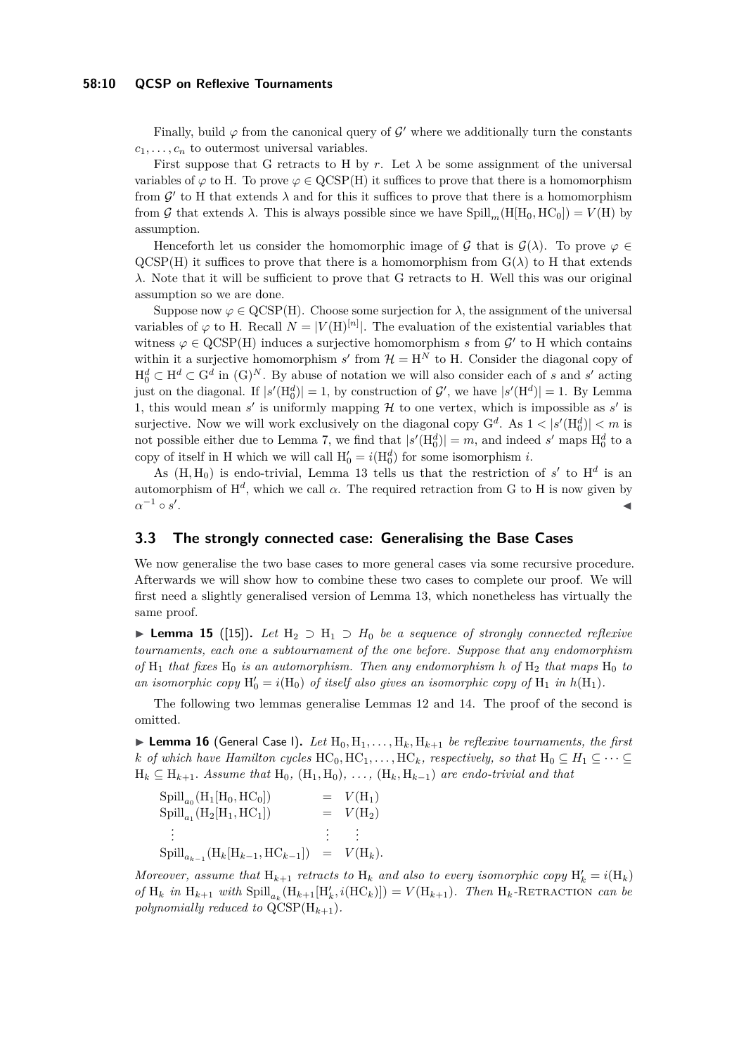Finally, build $\varphi$ from the canonical query of $\mathcal{G}'$ where we additionally turn the constants $c_1, \ldots, c_n$ to outermost universal variables.

First suppose that G retracts to H by $r$. Let $\lambda$ be some assignment of the universal variables of $\varphi$ to H. To prove $\varphi \in \text{QCSP(H)}$ it suffices to prove that there is a homomorphism from $\mathcal{G}'$ to H that extends $\lambda$ and for this it suffices to prove that there is a homomorphism from $\mathcal{G}$ that extends $\lambda$. This is always possible since we have $\text{Spill}_m(\text{H}[\text{H}_0, \text{HC}_0]) = V(\text{H})$ by assumption.

Henceforth let us consider the homomorphic image of $\mathcal{G}$ that is $\mathcal{G}(\lambda)$. To prove $\varphi \in \text{QCSP(H)}$ it suffices to prove that there is a homomorphism from $\text{G}(\lambda)$ to H that extends $\lambda$. Note that it will be sufficient to prove that G retracts to H. Well this was our original assumption so we are done.

Suppose now $\varphi \in \text{QCSP(H)}$. Choose some surjection for $\lambda$, the assignment of the universal variables of $\varphi$ to H. Recall $N = |V(\text{H})^{[n]}|$. The evaluation of the existential variables that witness $\varphi \in \text{QCSP(H)}$ induces a surjective homomorphism $s$ from $\mathcal{G}'$ to H which contains within it a surjective homomorphism $s'$ from $\mathcal{H} = \text{H}^N$ to H. Consider the diagonal copy of $\text{H}_0^d \subset \text{H}^d \subset \text{G}^d$ in $(\text{G})^N$. By abuse of notation we will also consider each of $s$ and $s'$ acting just on the diagonal. If $|s'(\text{H}_0^d)| = 1$, by construction of $\mathcal{G}'$, we have $|s'(\text{H}^d)| = 1$. By Lemma 1, this would mean $s'$ is uniformly mapping $\mathcal{H}$ to one vertex, which is impossible as $s'$ is surjective. Now we will work exclusively on the diagonal copy $\text{G}^d$. As $1 < |s'(\text{H}_0^d)| < m$ is not possible either due to Lemma 7, we find that $|s'(\text{H}_0^d)| = m$, and indeed $s'$ maps $\text{H}_0^d$ to a copy of itself in H which we will call $\text{H}_0' = i(\text{H}_0^d)$ for some isomorphism $i$.

As $(\text{H}, \text{H}_0)$ is endo-trivial, Lemma 13 tells us that the restriction of $s'$ to $\text{H}^d$ is an automorphism of $\text{H}^d$, which we call $\alpha$. The required retraction from G to H is now given by $\alpha^{-1} \circ s'$. ◀

## 3.3 The strongly connected case: Generalising the Base Cases

We now generalise the two base cases to more general cases via some recursive procedure. Afterwards we will show how to combine these two cases to complete our proof. We will first need a slightly generalised version of Lemma 13, which nonetheless has virtually the same proof.

▶ **Lemma 15** ([15]). *Let $\text{H}_2 \supset \text{H}_1 \supset H_0$ be a sequence of strongly connected reflexive tournaments, each one a subtournament of the one before. Suppose that any endomorphism of $\text{H}_1$ that fixes $\text{H}_0$ is an automorphism. Then any endomorphism $h$ of $\text{H}_2$ that maps $\text{H}_0$ to an isomorphic copy $\text{H}_0' = i(\text{H}_0)$ of itself also gives an isomorphic copy of $\text{H}_1$ in $h(\text{H}_1)$.*

The following two lemmas generalise Lemmas 12 and 14. The proof of the second is omitted.

▶ **Lemma 16** (General Case I). *Let $\text{H}_0, \text{H}_1, \ldots, \text{H}_k, \text{H}_{k+1}$ be reflexive tournaments, the first $k$ of which have Hamilton cycles $\text{HC}_0, \text{HC}_1, \ldots, \text{HC}_k$, respectively, so that $\text{H}_0 \subseteq H_1 \subseteq \cdots \subseteq \text{H}_k \subseteq \text{H}_{k+1}$. Assume that $\text{H}_0$, $(\text{H}_1, \text{H}_0)$, $\ldots$, $(\text{H}_k, \text{H}_{k-1})$ are endo-trivial and that*

$$
\begin{aligned}
\text{Spill}_{a_0}(\text{H}_1[\text{H}_0, \text{HC}_0]) &= V(\text{H}_1) \\
\text{Spill}_{a_1}(\text{H}_2[\text{H}_1, \text{HC}_1]) &= V(\text{H}_2) \\
\vdots \qquad &\vdots \quad \vdots \\
\text{Spill}_{a_{k-1}}(\text{H}_k[\text{H}_{k-1}, \text{HC}_{k-1}]) &= V(\text{H}_k).
\end{aligned}
$$

*Moreover, assume that $\text{H}_{k+1}$ retracts to $\text{H}_k$ and also to every isomorphic copy $\text{H}_k' = i(\text{H}_k)$ of $\text{H}_k$ in $\text{H}_{k+1}$ with $\text{Spill}_{a_k}(\text{H}_{k+1}[\text{H}_k', i(\text{HC}_k)]) = V(\text{H}_{k+1})$. Then $\text{H}_k$-*Retraction *can be polynomially reduced to $\text{QCSP}(\text{H}_{k+1})$.*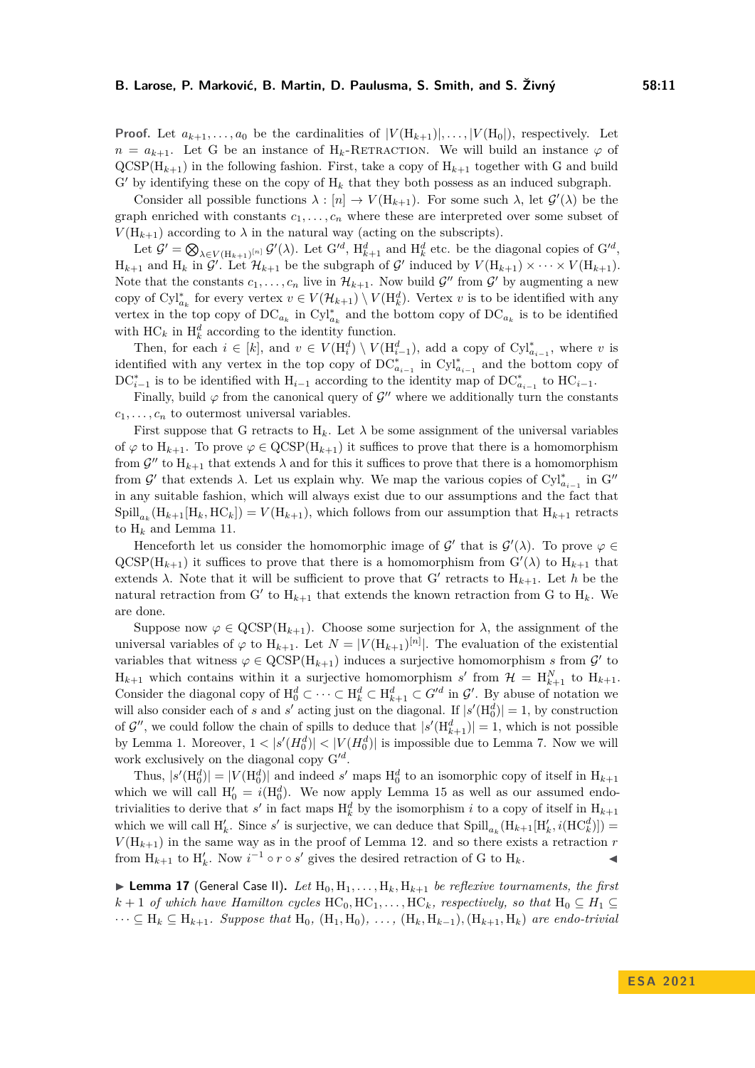**Proof.** Let $a_{k+1}, \dots, a_0$ be the cardinalities of $|V(\mathrm{H}_{k+1})|, \dots, |V(\mathrm{H}_0|)$, respectively. Let $n = a_{k+1}$. Let G be an instance of $\mathrm{H}_k$-RETRACTION. We will build an instance $\varphi$ of QCSP($\mathrm{H}_{k+1}$) in the following fashion. First, take a copy of $\mathrm{H}_{k+1}$ together with G and build G′ by identifying these on the copy of $\mathrm{H}_k$ that they both possess as an induced subgraph.

Consider all possible functions $\lambda : [n] \to V(\mathrm{H}_{k+1})$. For some such $\lambda$, let $\mathcal{G}'(\lambda)$ be the graph enriched with constants $c_1, \dots, c_n$ where these are interpreted over some subset of $V(\mathrm{H}_{k+1})$ according to $\lambda$ in the natural way (acting on the subscripts).

Let $\mathcal{G}' = \bigotimes_{\lambda \in V(\mathrm{H}_{k+1})^{[n]}} \mathcal{G}'(\lambda)$. Let $\mathrm{G}'^d$, $\mathrm{H}^d_{k+1}$ and $\mathrm{H}^d_k$ etc. be the diagonal copies of $\mathrm{G}'^d$, $\mathrm{H}_{k+1}$ and $\mathrm{H}_k$ in $\mathcal{G}'$. Let $\mathcal{H}_{k+1}$ be the subgraph of $\mathcal{G}'$ induced by $V(\mathrm{H}_{k+1}) \times \cdots \times V(\mathrm{H}_{k+1})$. Note that the constants $c_1, \dots, c_n$ live in $\mathcal{H}_{k+1}$. Now build $\mathcal{G}''$ from $\mathcal{G}'$ by augmenting a new copy of $\mathrm{Cyl}^*_{a_k}$ for every vertex $v \in V(\mathcal{H}_{k+1}) \setminus V(\mathrm{H}^d_k)$. Vertex $v$ is to be identified with any vertex in the top copy of $\mathrm{DC}_{a_k}$ in $\mathrm{Cyl}^*_{a_k}$ and the bottom copy of $\mathrm{DC}_{a_k}$ is to be identified with $\mathrm{HC}_k$ in $\mathrm{H}^d_k$ according to the identity function.

Then, for each $i \in [k]$, and $v \in V(\mathrm{H}^d_i) \setminus V(\mathrm{H}^d_{i-1})$, add a copy of $\mathrm{Cyl}^*_{a_{i-1}}$, where $v$ is identified with any vertex in the top copy of $\mathrm{DC}^*_{a_{i-1}}$ in $\mathrm{Cyl}^*_{a_{i-1}}$ and the bottom copy of $\mathrm{DC}^*_{i-1}$ is to be identified with $\mathrm{H}_{i-1}$ according to the identity map of $\mathrm{DC}^*_{a_{i-1}}$ to $\mathrm{HC}_{i-1}$.

Finally, build $\varphi$ from the canonical query of $\mathcal{G}''$ where we additionally turn the constants $c_1, \dots, c_n$ to outermost universal variables.

First suppose that G retracts to $\mathrm{H}_k$. Let $\lambda$ be some assignment of the universal variables of $\varphi$ to $\mathrm{H}_{k+1}$. To prove $\varphi \in$ QCSP($\mathrm{H}_{k+1}$) it suffices to prove that there is a homomorphism from $\mathcal{G}''$ to $\mathrm{H}_{k+1}$ that extends $\lambda$ and for this it suffices to prove that there is a homomorphism from $\mathcal{G}'$ that extends $\lambda$. Let us explain why. We map the various copies of $\mathrm{Cyl}^*_{a_{i-1}}$ in G″ in any suitable fashion, which will always exist due to our assumptions and the fact that $\mathrm{Spill}_{a_k}(\mathrm{H}_{k+1}[\mathrm{H}_k, \mathrm{HC}_k]) = V(\mathrm{H}_{k+1})$, which follows from our assumption that $\mathrm{H}_{k+1}$ retracts to $\mathrm{H}_k$ and Lemma 11.

Henceforth let us consider the homomorphic image of $\mathcal{G}'$ that is $\mathcal{G}'(\lambda)$. To prove $\varphi \in$ QCSP($\mathrm{H}_{k+1}$) it suffices to prove that there is a homomorphism from $\mathrm{G}'(\lambda)$ to $\mathrm{H}_{k+1}$ that extends $\lambda$. Note that it will be sufficient to prove that G′ retracts to $\mathrm{H}_{k+1}$. Let $h$ be the natural retraction from G′ to $\mathrm{H}_{k+1}$ that extends the known retraction from G to $\mathrm{H}_k$. We are done.

Suppose now $\varphi \in$ QCSP($\mathrm{H}_{k+1}$). Choose some surjection for $\lambda$, the assignment of the universal variables of $\varphi$ to $\mathrm{H}_{k+1}$. Let $N = |V(\mathrm{H}_{k+1})^{[n]}|$. The evaluation of the existential variables that witness $\varphi \in$ QCSP($\mathrm{H}_{k+1}$) induces a surjective homomorphism $s$ from $\mathcal{G}'$ to $\mathrm{H}_{k+1}$ which contains within it a surjective homomorphism $s'$ from $\mathcal{H} = \mathrm{H}^N_{k+1}$ to $\mathrm{H}_{k+1}$. Consider the diagonal copy of $\mathrm{H}^d_0 \subset \cdots \subset \mathrm{H}^d_k \subset \mathrm{H}^d_{k+1} \subset G'^d$ in $\mathcal{G}'$. By abuse of notation we will also consider each of $s$ and $s'$ acting just on the diagonal. If $|s'(\mathrm{H}^d_0)| = 1$, by construction of $\mathcal{G}''$, we could follow the chain of spills to deduce that $|s'(\mathrm{H}^d_{k+1})| = 1$, which is not possible by Lemma 1. Moreover, $1 < |s'(H^d_0)| < |V(H^d_0)|$ is impossible due to Lemma 7. Now we will work exclusively on the diagonal copy $\mathrm{G}'^d$.

Thus, $|s'(\mathrm{H}^d_0)| = |V(\mathrm{H}^d_0)|$ and indeed $s'$ maps $\mathrm{H}^d_0$ to an isomorphic copy of itself in $\mathrm{H}_{k+1}$ which we will call $\mathrm{H}'_0 = i(\mathrm{H}^d_0)$. We now apply Lemma 15 as well as our assumed endo-trivialities to derive that $s'$ in fact maps $\mathrm{H}^d_k$ by the isomorphism $i$ to a copy of itself in $\mathrm{H}_{k+1}$ which we will call $\mathrm{H}'_k$. Since $s'$ is surjective, we can deduce that $\mathrm{Spill}_{a_k}(\mathrm{H}_{k+1}[\mathrm{H}'_k, i(\mathrm{HC}^d_k)]) = V(\mathrm{H}_{k+1})$ in the same way as in the proof of Lemma 12. and so there exists a retraction $r$ from $\mathrm{H}_{k+1}$ to $\mathrm{H}'_k$. Now $i^{-1} \circ r \circ s'$ gives the desired retraction of G to $\mathrm{H}_k$. ◀

▶ **Lemma 17** (General Case II). *Let $\mathrm{H}_0, \mathrm{H}_1, \dots, \mathrm{H}_k, \mathrm{H}_{k+1}$ be reflexive tournaments, the first $k+1$ of which have Hamilton cycles $\mathrm{HC}_0, \mathrm{HC}_1, \dots, \mathrm{HC}_k$, respectively, so that $\mathrm{H}_0 \subseteq H_1 \subseteq \cdots \subseteq \mathrm{H}_k \subseteq \mathrm{H}_{k+1}$. Suppose that $\mathrm{H}_0$, $(\mathrm{H}_1, \mathrm{H}_0)$, $\dots$, $(\mathrm{H}_k, \mathrm{H}_{k-1}), (\mathrm{H}_{k+1}, \mathrm{H}_k)$ are endo-trivial*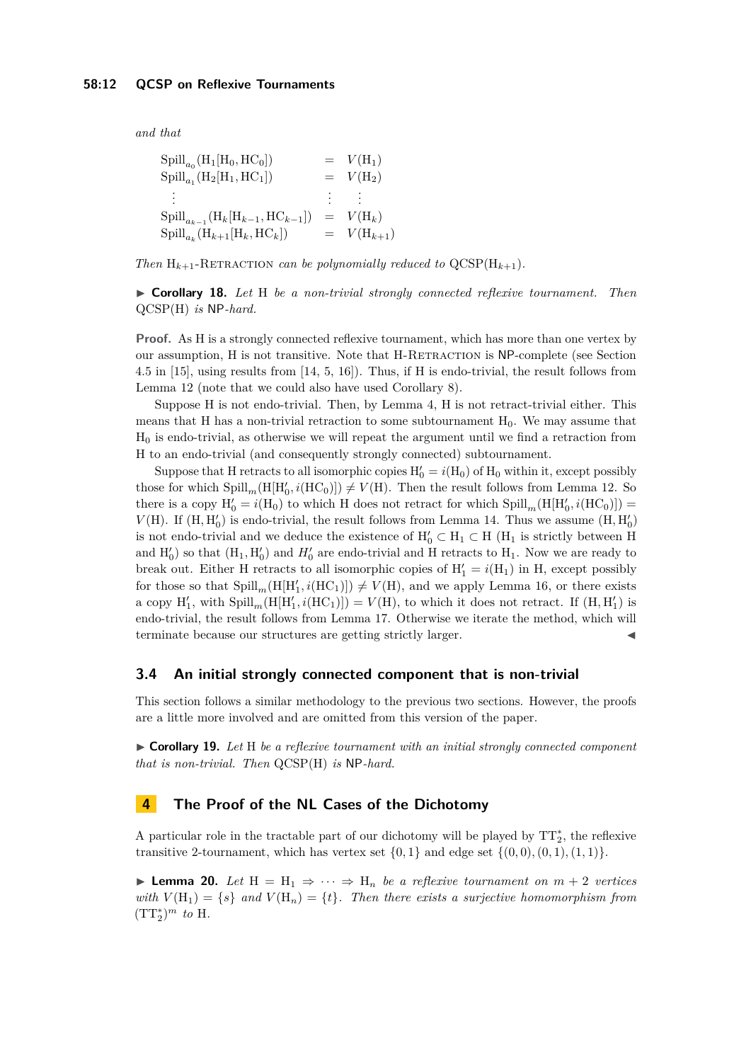*and that*

$$
\begin{array}{lcl}
\mathrm{Spill}_{a_0}(\mathrm{H}_1[\mathrm{H}_0, \mathrm{HC}_0]) & = & V(\mathrm{H}_1) \\
\mathrm{Spill}_{a_1}(\mathrm{H}_2[\mathrm{H}_1, \mathrm{HC}_1]) & = & V(\mathrm{H}_2) \\
\vdots & \vdots & \vdots \\
\mathrm{Spill}_{a_{k-1}}(\mathrm{H}_k[\mathrm{H}_{k-1}, \mathrm{HC}_{k-1}]) & = & V(\mathrm{H}_k) \\
\mathrm{Spill}_{a_k}(\mathrm{H}_{k+1}[\mathrm{H}_k, \mathrm{HC}_k]) & = & V(\mathrm{H}_{k+1})
\end{array}
$$

*Then* $\mathrm{H}_{k+1}$*-*Retraction *can be polynomially reduced to* $\mathrm{QCSP}(\mathrm{H}_{k+1})$*.*

▶ **Corollary 18.** *Let* H *be a non-trivial strongly connected reflexive tournament. Then* QCSP(H) *is* NP*-hard.*

**Proof.** As H is a strongly connected reflexive tournament, which has more than one vertex by our assumption, H is not transitive. Note that H-Retraction is NP-complete (see Section 4.5 in [15], using results from [14, 5, 16]). Thus, if H is endo-trivial, the result follows from Lemma 12 (note that we could also have used Corollary 8).

Suppose H is not endo-trivial. Then, by Lemma 4, H is not retract-trivial either. This means that H has a non-trivial retraction to some subtournament $\mathrm{H}_0$. We may assume that $\mathrm{H}_0$ is endo-trivial, as otherwise we will repeat the argument until we find a retraction from H to an endo-trivial (and consequently strongly connected) subtournament.

Suppose that H retracts to all isomorphic copies $\mathrm{H}_0' = i(\mathrm{H}_0)$ of $\mathrm{H}_0$ within it, except possibly those for which $\mathrm{Spill}_m(\mathrm{H}[\mathrm{H}_0', i(\mathrm{HC}_0)]) \neq V(\mathrm{H})$. Then the result follows from Lemma 12. So there is a copy $\mathrm{H}_0' = i(\mathrm{H}_0)$ to which H does not retract for which $\mathrm{Spill}_m(\mathrm{H}[\mathrm{H}_0', i(\mathrm{HC}_0)]) = V(\mathrm{H})$. If $(\mathrm{H}, \mathrm{H}_0')$ is endo-trivial, the result follows from Lemma 14. Thus we assume $(\mathrm{H}, \mathrm{H}_0')$ is not endo-trivial and we deduce the existence of $\mathrm{H}_0' \subset \mathrm{H}_1 \subset \mathrm{H}$ ($\mathrm{H}_1$ is strictly between H and $\mathrm{H}_0'$) so that $(\mathrm{H}_1, \mathrm{H}_0')$ and $H_0'$ are endo-trivial and H retracts to $\mathrm{H}_1$. Now we are ready to break out. Either H retracts to all isomorphic copies of $\mathrm{H}_1' = i(\mathrm{H}_1)$ in H, except possibly for those so that $\mathrm{Spill}_m(\mathrm{H}[\mathrm{H}_1', i(\mathrm{HC}_1)]) \neq V(\mathrm{H})$, and we apply Lemma 16, or there exists a copy $\mathrm{H}_1'$, with $\mathrm{Spill}_m(\mathrm{H}[\mathrm{H}_1', i(\mathrm{HC}_1)]) = V(\mathrm{H})$, to which it does not retract. If $(\mathrm{H}, \mathrm{H}_1')$ is endo-trivial, the result follows from Lemma 17. Otherwise we iterate the method, which will terminate because our structures are getting strictly larger. ◀

## 3.4 An initial strongly connected component that is non-trivial

This section follows a similar methodology to the previous two sections. However, the proofs are a little more involved and are omitted from this version of the paper.

▶ **Corollary 19.** *Let* H *be a reflexive tournament with an initial strongly connected component that is non-trivial. Then* QCSP(H) *is* NP*-hard.*

# 4 The Proof of the NL Cases of the Dichotomy

A particular role in the tractable part of our dichotomy will be played by $\mathrm{TT}_2^*$, the reflexive transitive 2-tournament, which has vertex set $\{0, 1\}$ and edge set $\{(0, 0), (0, 1), (1, 1)\}$.

▶ **Lemma 20.** *Let* $\mathrm{H} = \mathrm{H}_1 \Rightarrow \cdots \Rightarrow \mathrm{H}_n$ *be a reflexive tournament on* $m + 2$ *vertices with* $V(\mathrm{H}_1) = \{s\}$ *and* $V(\mathrm{H}_n) = \{t\}$*. Then there exists a surjective homomorphism from* $(\mathrm{TT}_2^*)^m$ *to* H*.*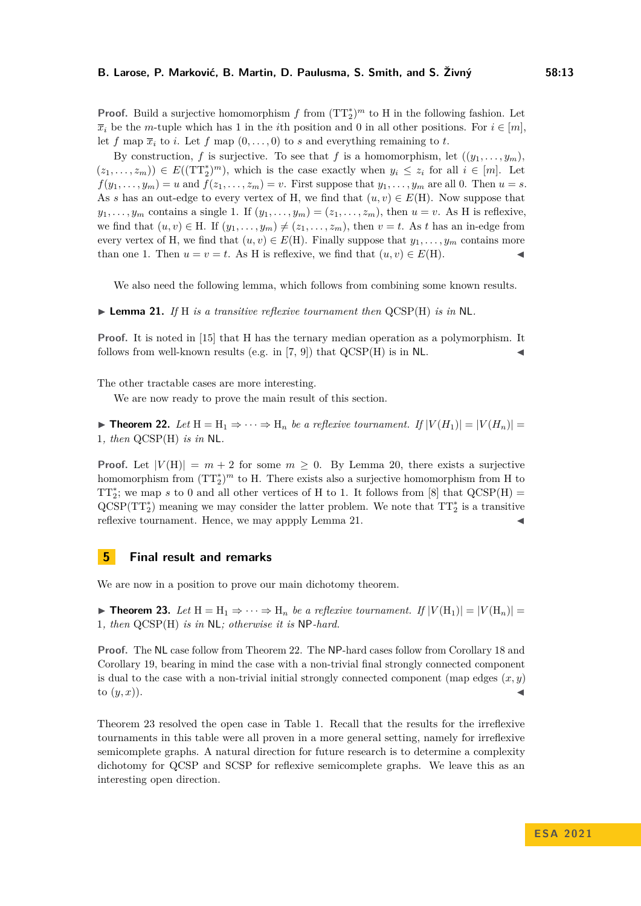**Proof.** Build a surjective homomorphism $f$ from $(\mathrm{TT}_2^*)^m$ to H in the following fashion. Let $\overline{x}_i$ be the $m$-tuple which has 1 in the $i$th position and 0 in all other positions. For $i \in [m]$, let $f$ map $\overline{x}_i$ to $i$. Let $f$ map $(0, \ldots, 0)$ to $s$ and everything remaining to $t$.

By construction, $f$ is surjective. To see that $f$ is a homomorphism, let $((y_1, \ldots, y_m), (z_1, \ldots, z_m)) \in E((\mathrm{TT}_2^*)^m)$, which is the case exactly when $y_i \le z_i$ for all $i \in [m]$. Let $f(y_1, \ldots, y_m) = u$ and $f(z_1, \ldots, z_m) = v$. First suppose that $y_1, \ldots, y_m$ are all 0. Then $u = s$. As $s$ has an out-edge to every vertex of H, we find that $(u, v) \in E(\mathrm{H})$. Now suppose that $y_1, \ldots, y_m$ contains a single 1. If $(y_1, \ldots, y_m) = (z_1, \ldots, z_m)$, then $u = v$. As H is reflexive, we find that $(u, v) \in \mathrm{H}$. If $(y_1, \ldots, y_m) \ne (z_1, \ldots, z_m)$, then $v = t$. As $t$ has an in-edge from every vertex of H, we find that $(u, v) \in E(\mathrm{H})$. Finally suppose that $y_1, \ldots, y_m$ contains more than one 1. Then $u = v = t$. As H is reflexive, we find that $(u, v) \in E(\mathrm{H})$. ◀

We also need the following lemma, which follows from combining some known results.

▶ **Lemma 21.** *If* H *is a transitive reflexive tournament then* QCSP(H) *is in* NL.

**Proof.** It is noted in [15] that H has the ternary median operation as a polymorphism. It follows from well-known results (e.g. in [7, 9]) that QCSP(H) is in NL. ◀

The other tractable cases are more interesting.

We are now ready to prove the main result of this section.

▶ **Theorem 22.** *Let* $\mathrm{H} = \mathrm{H}_1 \Rightarrow \cdots \Rightarrow \mathrm{H}_n$ *be a reflexive tournament. If* $|V(H_1)| = |V(H_n)| = 1$*, then* QCSP(H) *is in* NL.

**Proof.** Let $|V(\mathrm{H})| = m + 2$ for some $m \ge 0$. By Lemma 20, there exists a surjective homomorphism from $(\mathrm{TT}_2^*)^m$ to H. There exists also a surjective homomorphism from H to $\mathrm{TT}_2^*$; we map $s$ to 0 and all other vertices of H to 1. It follows from [8] that QCSP(H) = QCSP($\mathrm{TT}_2^*$) meaning we may consider the latter problem. We note that $\mathrm{TT}_2^*$ is a transitive reflexive tournament. Hence, we may appply Lemma 21. ◀

## 5 Final result and remarks

We are now in a position to prove our main dichotomy theorem.

▶ **Theorem 23.** *Let* $\mathrm{H} = \mathrm{H}_1 \Rightarrow \cdots \Rightarrow \mathrm{H}_n$ *be a reflexive tournament. If* $|V(\mathrm{H}_1)| = |V(\mathrm{H}_n)| = 1$*, then* QCSP(H) *is in* NL*; otherwise it is* NP*-hard.*

**Proof.** The NL case follow from Theorem 22. The NP-hard cases follow from Corollary 18 and Corollary 19, bearing in mind the case with a non-trivial final strongly connected component is dual to the case with a non-trivial initial strongly connected component (map edges $(x, y)$ to $(y, x)$). ◀

Theorem 23 resolved the open case in Table 1. Recall that the results for the irreflexive tournaments in this table were all proven in a more general setting, namely for irreflexive semicomplete graphs. A natural direction for future research is to determine a complexity dichotomy for QCSP and SCSP for reflexive semicomplete graphs. We leave this as an interesting open direction.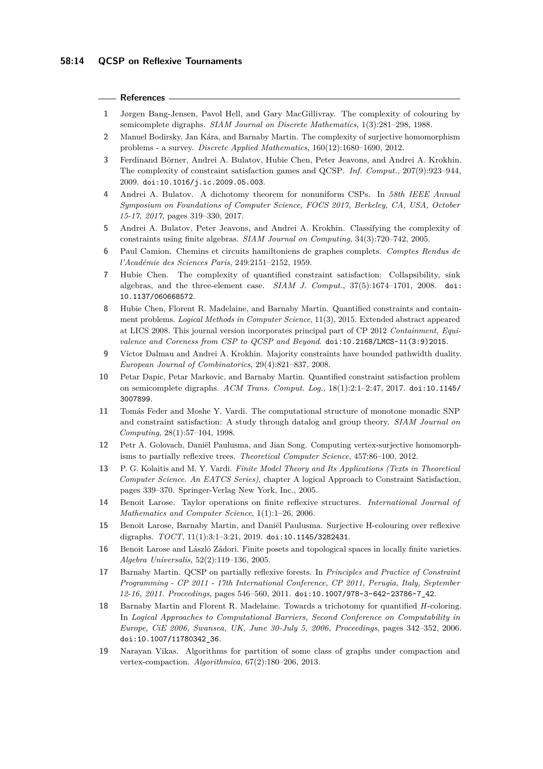## References

1. Jørgen Bang-Jensen, Pavol Hell, and Gary MacGillivray. The complexity of colouring by semicomplete digraphs. *SIAM Journal on Discrete Mathematics*, 1(3):281–298, 1988.
2. Manuel Bodirsky, Jan Kára, and Barnaby Martin. The complexity of surjective homomorphism problems - a survey. *Discrete Applied Mathematics*, 160(12):1680–1690, 2012.
3. Ferdinand Börner, Andrei A. Bulatov, Hubie Chen, Peter Jeavons, and Andrei A. Krokhin. The complexity of constraint satisfaction games and QCSP. *Inf. Comput.*, 207(9):923–944, 2009. doi:10.1016/j.ic.2009.05.003.
4. Andrei A. Bulatov. A dichotomy theorem for nonuniform CSPs. In *58th IEEE Annual Symposium on Foundations of Computer Science, FOCS 2017, Berkeley, CA, USA, October 15-17, 2017*, pages 319–330, 2017.
5. Andrei A. Bulatov, Peter Jeavons, and Andrei A. Krokhin. Classifying the complexity of constraints using finite algebras. *SIAM Journal on Computing*, 34(3):720–742, 2005.
6. Paul Camion. Chemins et circuits hamiltoniens de graphes complets. *Comptes Rendus de l'Académie des Sciences Paris*, 249:2151–2152, 1959.
7. Hubie Chen. The complexity of quantified constraint satisfaction: Collapsibility, sink algebras, and the three-element case. *SIAM J. Comput.*, 37(5):1674–1701, 2008. doi:10.1137/060668572.
8. Hubie Chen, Florent R. Madelaine, and Barnaby Martin. Quantified constraints and containment problems. *Logical Methods in Computer Science*, 11(3), 2015. Extended abstract appeared at LICS 2008. This journal version incorporates principal part of CP 2012 *Containment, Equivalence and Coreness from CSP to QCSP and Beyond*. doi:10.2168/LMCS-11(3:9)2015.
9. Víctor Dalmau and Andrei A. Krokhin. Majority constraints have bounded pathwidth duality. *European Journal of Combinatorics*, 29(4):821–837, 2008.
10. Petar Dapic, Petar Markovic, and Barnaby Martin. Quantified constraint satisfaction problem on semicomplete digraphs. *ACM Trans. Comput. Log.*, 18(1):2:1–2:47, 2017. doi:10.1145/3007899.
11. Tomás Feder and Moshe Y. Vardi. The computational structure of monotone monadic SNP and constraint satisfaction: A study through datalog and group theory. *SIAM Journal on Computing*, 28(1):57–104, 1998.
12. Petr A. Golovach, Daniël Paulusma, and Jian Song. Computing vertex-surjective homomorphisms to partially reflexive trees. *Theoretical Computer Science*, 457:86–100, 2012.
13. P. G. Kolaitis and M. Y. Vardi. *Finite Model Theory and Its Applications (Texts in Theoretical Computer Science. An EATCS Series)*, chapter A logical Approach to Constraint Satisfaction, pages 339–370. Springer-Verlag New York, Inc., 2005.
14. Benoit Larose. Taylor operations on finite reflexive structures. *International Journal of Mathematics and Computer Science*, 1(1):1–26, 2006.
15. Benoit Larose, Barnaby Martin, and Daniël Paulusma. Surjective H-colouring over reflexive digraphs. *TOCT*, 11(1):3:1–3:21, 2019. doi:10.1145/3282431.
16. Benoit Larose and László Zádori. Finite posets and topological spaces in locally finite varieties. *Algebra Universalis*, 52(2):119–136, 2005.
17. Barnaby Martin. QCSP on partially reflexive forests. In *Principles and Practice of Constraint Programming - CP 2011 - 17th International Conference, CP 2011, Perugia, Italy, September 12-16, 2011. Proceedings*, pages 546–560, 2011. doi:10.1007/978-3-642-23786-7_42.
18. Barnaby Martin and Florent R. Madelaine. Towards a trichotomy for quantified $H$-coloring. In *Logical Approaches to Computational Barriers, Second Conference on Computability in Europe, CiE 2006, Swansea, UK, June 30-July 5, 2006, Proceedings*, pages 342–352, 2006. doi:10.1007/11780342_36.
19. Narayan Vikas. Algorithms for partition of some class of graphs under compaction and vertex-compaction. *Algorithmica*, 67(2):180–206, 2013.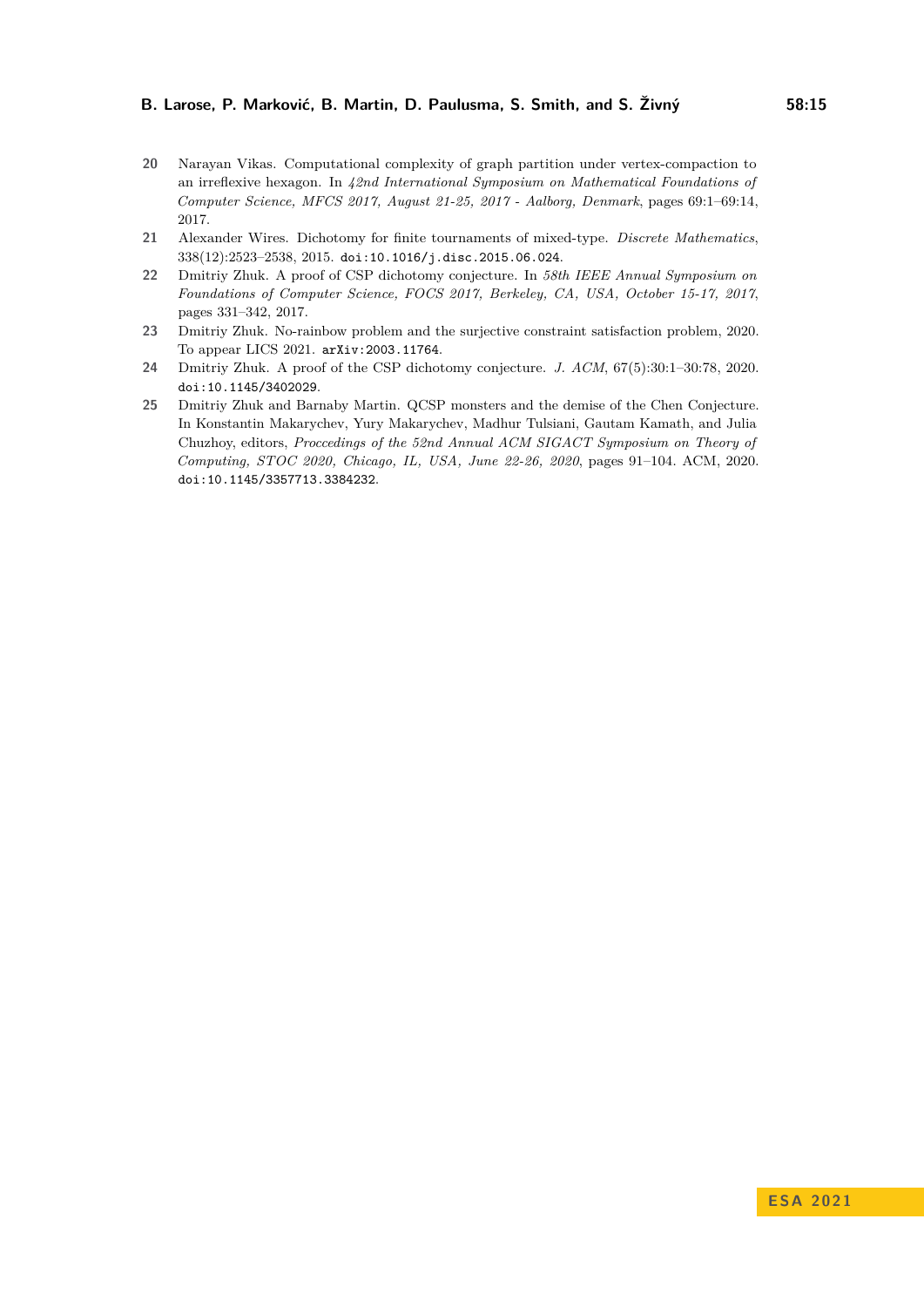20 Narayan Vikas. Computational complexity of graph partition under vertex-compaction to an irreflexive hexagon. In *42nd International Symposium on Mathematical Foundations of Computer Science, MFCS 2017, August 21-25, 2017 - Aalborg, Denmark*, pages 69:1–69:14, 2017.

21 Alexander Wires. Dichotomy for finite tournaments of mixed-type. *Discrete Mathematics*, 338(12):2523–2538, 2015. doi:10.1016/j.disc.2015.06.024.

22 Dmitriy Zhuk. A proof of CSP dichotomy conjecture. In *58th IEEE Annual Symposium on Foundations of Computer Science, FOCS 2017, Berkeley, CA, USA, October 15-17, 2017*, pages 331–342, 2017.

23 Dmitriy Zhuk. No-rainbow problem and the surjective constraint satisfaction problem, 2020. To appear LICS 2021. arXiv:2003.11764.

24 Dmitriy Zhuk. A proof of the CSP dichotomy conjecture. *J. ACM*, 67(5):30:1–30:78, 2020. doi:10.1145/3402029.

25 Dmitriy Zhuk and Barnaby Martin. QCSP monsters and the demise of the Chen Conjecture. In Konstantin Makarychev, Yury Makarychev, Madhur Tulsiani, Gautam Kamath, and Julia Chuzhoy, editors, *Proccedings of the 52nd Annual ACM SIGACT Symposium on Theory of Computing, STOC 2020, Chicago, IL, USA, June 22-26, 2020*, pages 91–104. ACM, 2020. doi:10.1145/3357713.3384232.